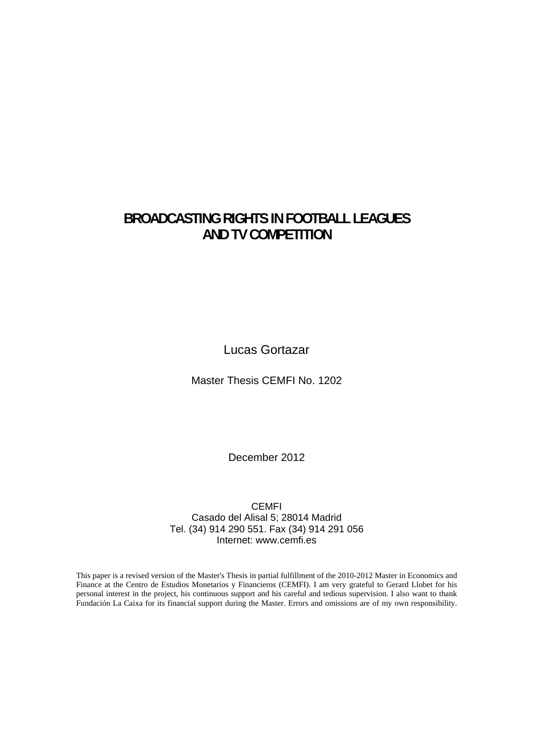# BROADCASTING RIGHTS IN FOOTBALL LEAGUES AND TV COMPETITION

Lucas Gortazar

Master Thesis CEMFI No. 1202

December 2012

CEMFI
Casado del Alisal 5; 28014 Madrid
Tel. (34) 914 290 551. Fax (34) 914 291 056
Internet: www.cemfi.es

This paper is a revised version of the Master's Thesis in partial fulfillment of the 2010-2012 Master in Economics and Finance at the Centro de Estudios Monetarios y Financieros (CEMFI). I am very grateful to Gerard Llobet for his personal interest in the project, his continuous support and his careful and tedious supervision. I also want to thank Fundación La Caixa for its financial support during the Master. Errors and omissions are of my own responsibility.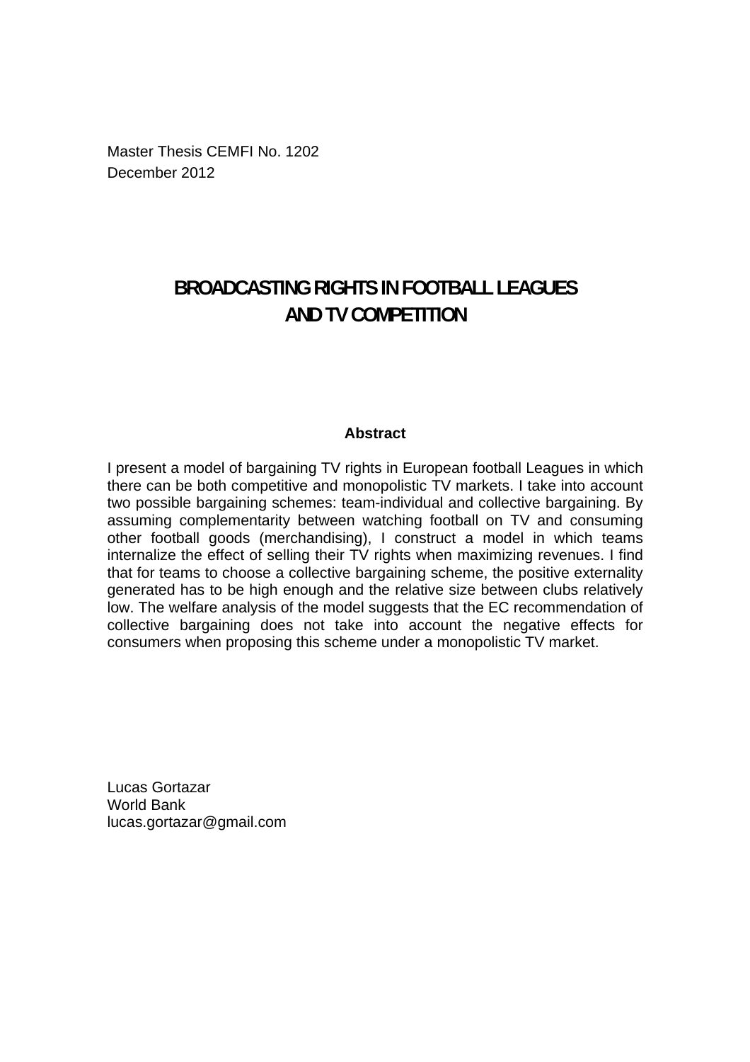Master Thesis CEMFI No. 1202
December 2012

# BROADCASTING RIGHTS IN FOOTBALL LEAGUES AND TV COMPETITION

**Abstract**

I present a model of bargaining TV rights in European football Leagues in which there can be both competitive and monopolistic TV markets. I take into account two possible bargaining schemes: team-individual and collective bargaining. By assuming complementarity between watching football on TV and consuming other football goods (merchandising), I construct a model in which teams internalize the effect of selling their TV rights when maximizing revenues. I find that for teams to choose a collective bargaining scheme, the positive externality generated has to be high enough and the relative size between clubs relatively low. The welfare analysis of the model suggests that the EC recommendation of collective bargaining does not take into account the negative effects for consumers when proposing this scheme under a monopolistic TV market.

Lucas Gortazar
World Bank
lucas.gortazar@gmail.com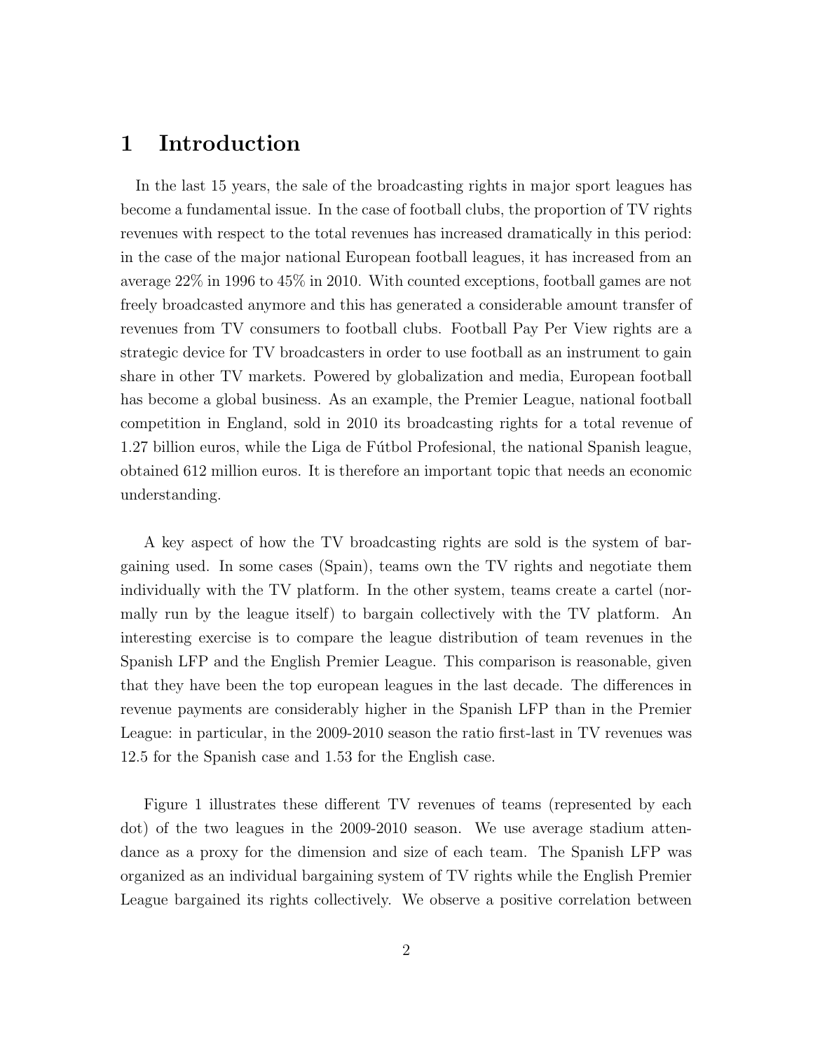# 1 Introduction

In the last 15 years, the sale of the broadcasting rights in major sport leagues has become a fundamental issue. In the case of football clubs, the proportion of TV rights revenues with respect to the total revenues has increased dramatically in this period: in the case of the major national European football leagues, it has increased from an average 22% in 1996 to 45% in 2010. With counted exceptions, football games are not freely broadcasted anymore and this has generated a considerable amount transfer of revenues from TV consumers to football clubs. Football Pay Per View rights are a strategic device for TV broadcasters in order to use football as an instrument to gain share in other TV markets. Powered by globalization and media, European football has become a global business. As an example, the Premier League, national football competition in England, sold in 2010 its broadcasting rights for a total revenue of 1.27 billion euros, while the Liga de Fútbol Profesional, the national Spanish league, obtained 612 million euros. It is therefore an important topic that needs an economic understanding.

A key aspect of how the TV broadcasting rights are sold is the system of bargaining used. In some cases (Spain), teams own the TV rights and negotiate them individually with the TV platform. In the other system, teams create a cartel (normally run by the league itself) to bargain collectively with the TV platform. An interesting exercise is to compare the league distribution of team revenues in the Spanish LFP and the English Premier League. This comparison is reasonable, given that they have been the top european leagues in the last decade. The differences in revenue payments are considerably higher in the Spanish LFP than in the Premier League: in particular, in the 2009-2010 season the ratio first-last in TV revenues was 12.5 for the Spanish case and 1.53 for the English case.

Figure 1 illustrates these different TV revenues of teams (represented by each dot) of the two leagues in the 2009-2010 season. We use average stadium attendance as a proxy for the dimension and size of each team. The Spanish LFP was organized as an individual bargaining system of TV rights while the English Premier League bargained its rights collectively. We observe a positive correlation between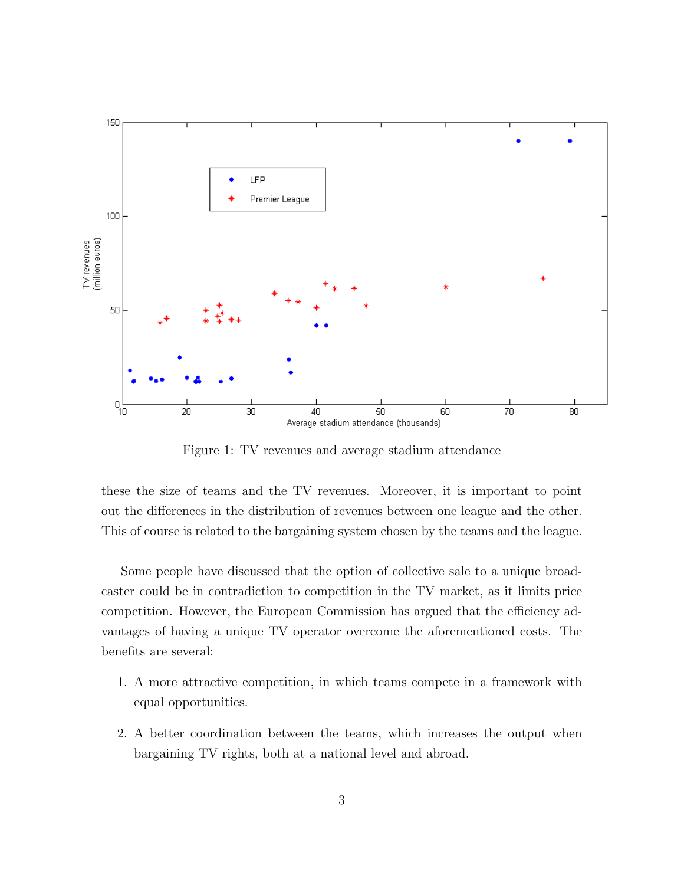Figure 1: TV revenues and average stadium attendance

these the size of teams and the TV revenues. Moreover, it is important to point out the differences in the distribution of revenues between one league and the other. This of course is related to the bargaining system chosen by the teams and the league.

Some people have discussed that the option of collective sale to a unique broadcaster could be in contradiction to competition in the TV market, as it limits price competition. However, the European Commission has argued that the efficiency advantages of having a unique TV operator overcome the aforementioned costs. The benefits are several:

1. A more attractive competition, in which teams compete in a framework with equal opportunities.

2. A better coordination between the teams, which increases the output when bargaining TV rights, both at a national level and abroad.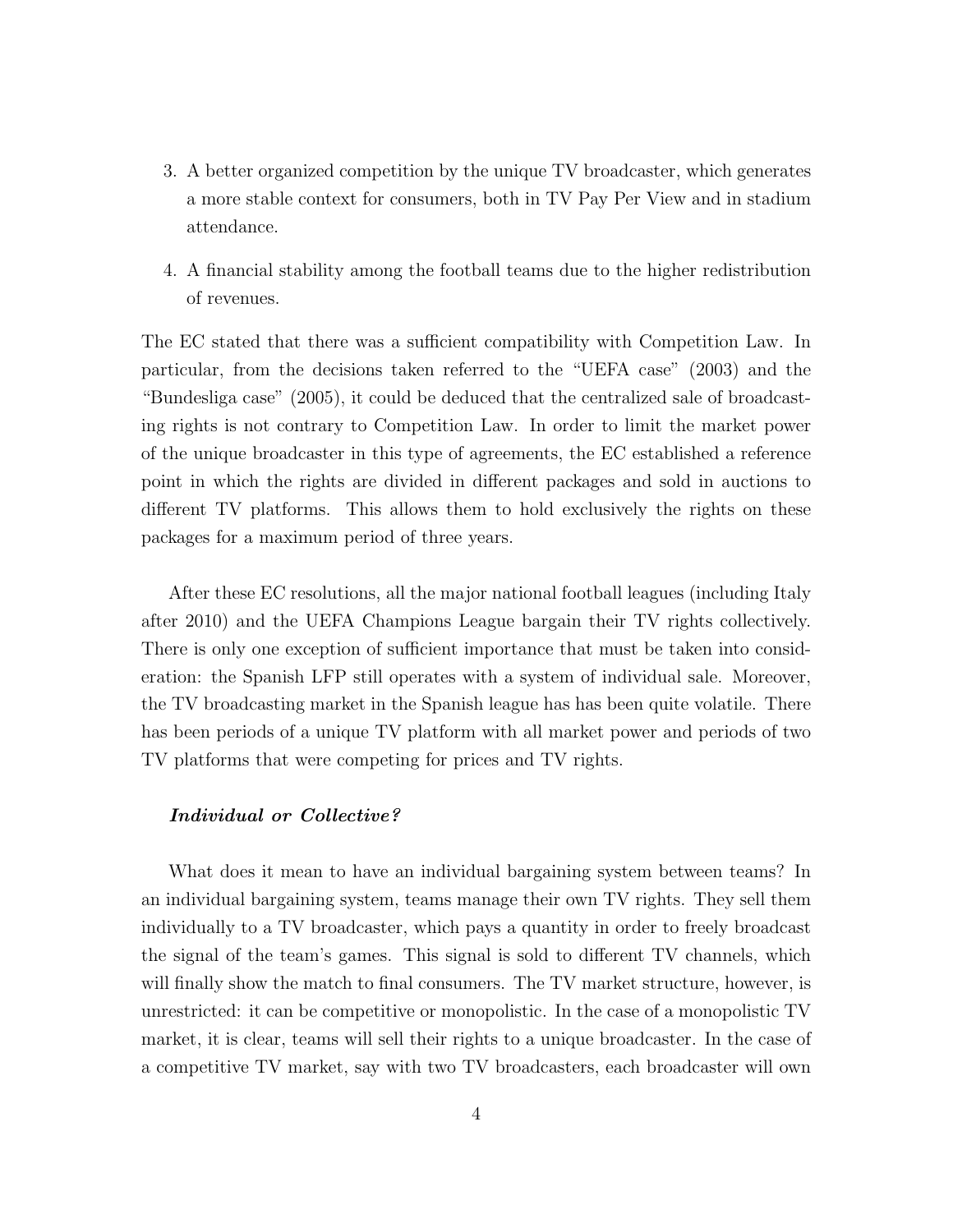3. A better organized competition by the unique TV broadcaster, which generates a more stable context for consumers, both in TV Pay Per View and in stadium attendance.
4. A financial stability among the football teams due to the higher redistribution of revenues.

The EC stated that there was a sufficient compatibility with Competition Law. In particular, from the decisions taken referred to the "UEFA case" (2003) and the "Bundesliga case" (2005), it could be deduced that the centralized sale of broadcasting rights is not contrary to Competition Law. In order to limit the market power of the unique broadcaster in this type of agreements, the EC established a reference point in which the rights are divided in different packages and sold in auctions to different TV platforms. This allows them to hold exclusively the rights on these packages for a maximum period of three years.

After these EC resolutions, all the major national football leagues (including Italy after 2010) and the UEFA Champions League bargain their TV rights collectively. There is only one exception of sufficient importance that must be taken into consideration: the Spanish LFP still operates with a system of individual sale. Moreover, the TV broadcasting market in the Spanish league has has been quite volatile. There has been periods of a unique TV platform with all market power and periods of two TV platforms that were competing for prices and TV rights.

***Individual or Collective?***

What does it mean to have an individual bargaining system between teams? In an individual bargaining system, teams manage their own TV rights. They sell them individually to a TV broadcaster, which pays a quantity in order to freely broadcast the signal of the team's games. This signal is sold to different TV channels, which will finally show the match to final consumers. The TV market structure, however, is unrestricted: it can be competitive or monopolistic. In the case of a monopolistic TV market, it is clear, teams will sell their rights to a unique broadcaster. In the case of a competitive TV market, say with two TV broadcasters, each broadcaster will own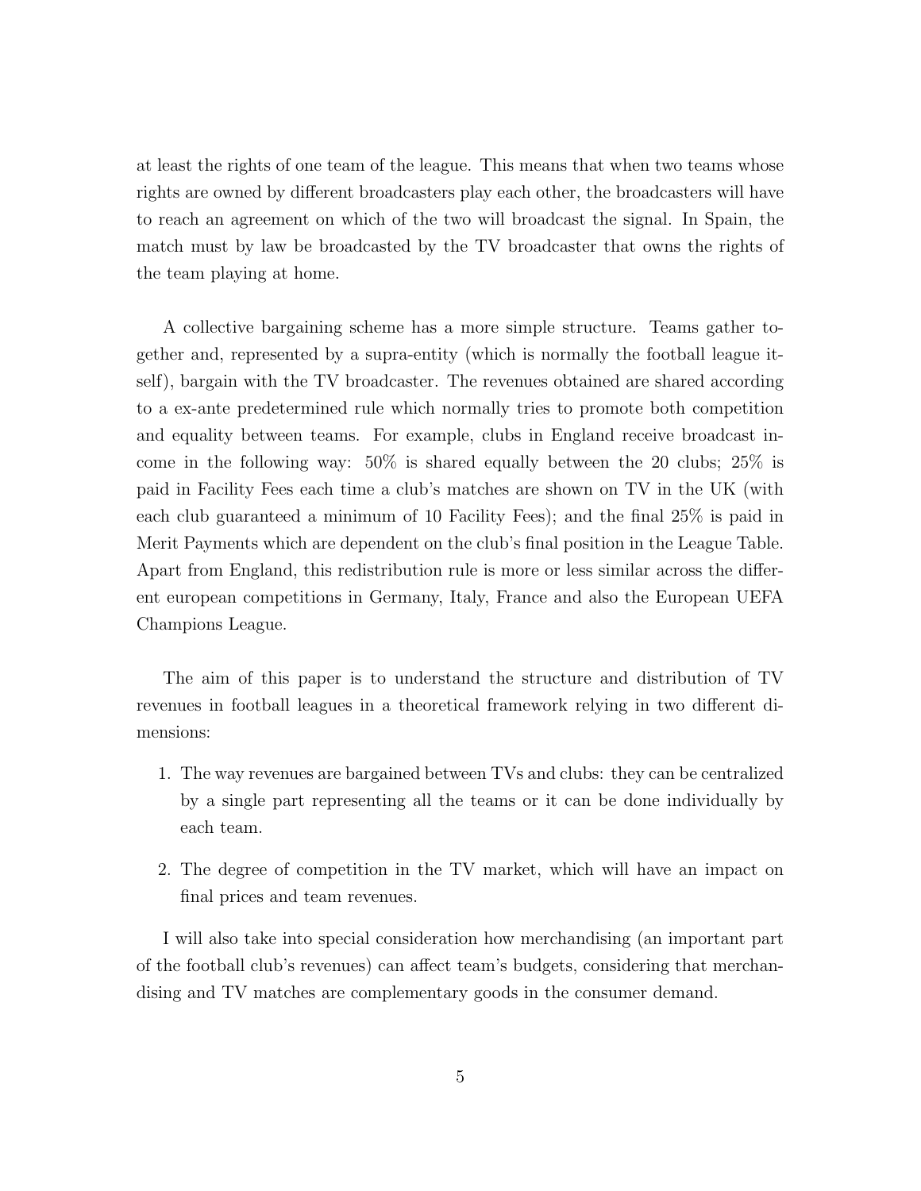at least the rights of one team of the league. This means that when two teams whose rights are owned by different broadcasters play each other, the broadcasters will have to reach an agreement on which of the two will broadcast the signal. In Spain, the match must by law be broadcasted by the TV broadcaster that owns the rights of the team playing at home.

A collective bargaining scheme has a more simple structure. Teams gather together and, represented by a supra-entity (which is normally the football league itself), bargain with the TV broadcaster. The revenues obtained are shared according to a ex-ante predetermined rule which normally tries to promote both competition and equality between teams. For example, clubs in England receive broadcast income in the following way: 50% is shared equally between the 20 clubs; 25% is paid in Facility Fees each time a club's matches are shown on TV in the UK (with each club guaranteed a minimum of 10 Facility Fees); and the final 25% is paid in Merit Payments which are dependent on the club's final position in the League Table. Apart from England, this redistribution rule is more or less similar across the different european competitions in Germany, Italy, France and also the European UEFA Champions League.

The aim of this paper is to understand the structure and distribution of TV revenues in football leagues in a theoretical framework relying in two different dimensions:

1. The way revenues are bargained between TVs and clubs: they can be centralized by a single part representing all the teams or it can be done individually by each team.
2. The degree of competition in the TV market, which will have an impact on final prices and team revenues.

I will also take into special consideration how merchandising (an important part of the football club's revenues) can affect team's budgets, considering that merchandising and TV matches are complementary goods in the consumer demand.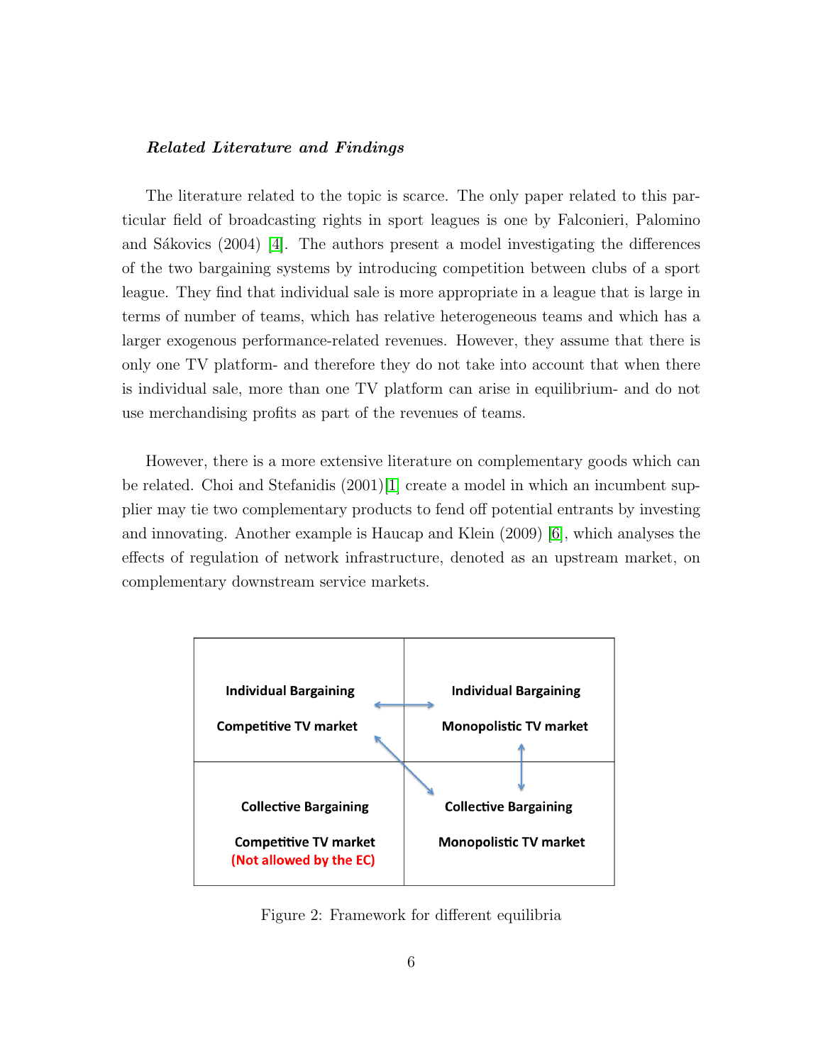***Related Literature and Findings***

The literature related to the topic is scarce. The only paper related to this particular field of broadcasting rights in sport leagues is one by Falconieri, Palomino and Sákovics (2004) [4]. The authors present a model investigating the differences of the two bargaining systems by introducing competition between clubs of a sport league. They find that individual sale is more appropriate in a league that is large in terms of number of teams, which has relative heterogeneous teams and which has a larger exogenous performance-related revenues. However, they assume that there is only one TV platform- and therefore they do not take into account that when there is individual sale, more than one TV platform can arise in equilibrium- and do not use merchandising profits as part of the revenues of teams.

However, there is a more extensive literature on complementary goods which can be related. Choi and Stefanidis (2001)[1] create a model in which an incumbent supplier may tie two complementary products to fend off potential entrants by investing and innovating. Another example is Haucap and Klein (2009) [6], which analyses the effects of regulation of network infrastructure, denoted as an upstream market, on complementary downstream service markets.

| | |
|---|---|
| **Individual Bargaining**<br>**Competitive TV market** | **Individual Bargaining**<br>**Monopolistic TV market** |
| **Collective Bargaining**<br>**Competitive TV market**<br>**(Not allowed by the EC)** | **Collective Bargaining**<br>**Monopolistic TV market** |

Figure 2: Framework for different equilibria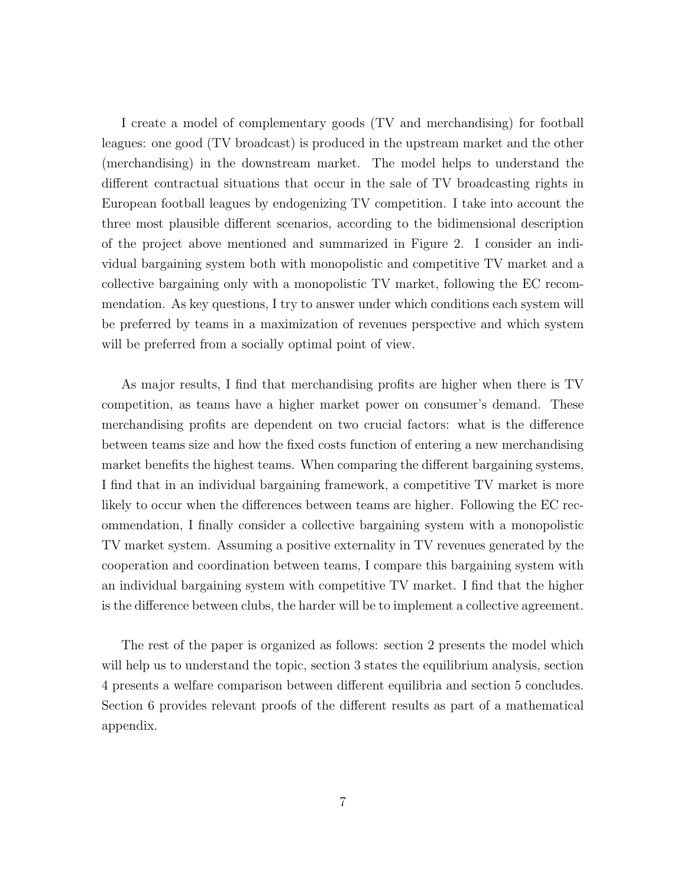I create a model of complementary goods (TV and merchandising) for football leagues: one good (TV broadcast) is produced in the upstream market and the other (merchandising) in the downstream market. The model helps to understand the different contractual situations that occur in the sale of TV broadcasting rights in European football leagues by endogenizing TV competition. I take into account the three most plausible different scenarios, according to the bidimensional description of the project above mentioned and summarized in Figure 2. I consider an individual bargaining system both with monopolistic and competitive TV market and a collective bargaining only with a monopolistic TV market, following the EC recommendation. As key questions, I try to answer under which conditions each system will be preferred by teams in a maximization of revenues perspective and which system will be preferred from a socially optimal point of view.

As major results, I find that merchandising profits are higher when there is TV competition, as teams have a higher market power on consumer's demand. These merchandising profits are dependent on two crucial factors: what is the difference between teams size and how the fixed costs function of entering a new merchandising market benefits the highest teams. When comparing the different bargaining systems, I find that in an individual bargaining framework, a competitive TV market is more likely to occur when the differences between teams are higher. Following the EC recommendation, I finally consider a collective bargaining system with a monopolistic TV market system. Assuming a positive externality in TV revenues generated by the cooperation and coordination between teams, I compare this bargaining system with an individual bargaining system with competitive TV market. I find that the higher is the difference between clubs, the harder will be to implement a collective agreement.

The rest of the paper is organized as follows: section 2 presents the model which will help us to understand the topic, section 3 states the equilibrium analysis, section 4 presents a welfare comparison between different equilibria and section 5 concludes. Section 6 provides relevant proofs of the different results as part of a mathematical appendix.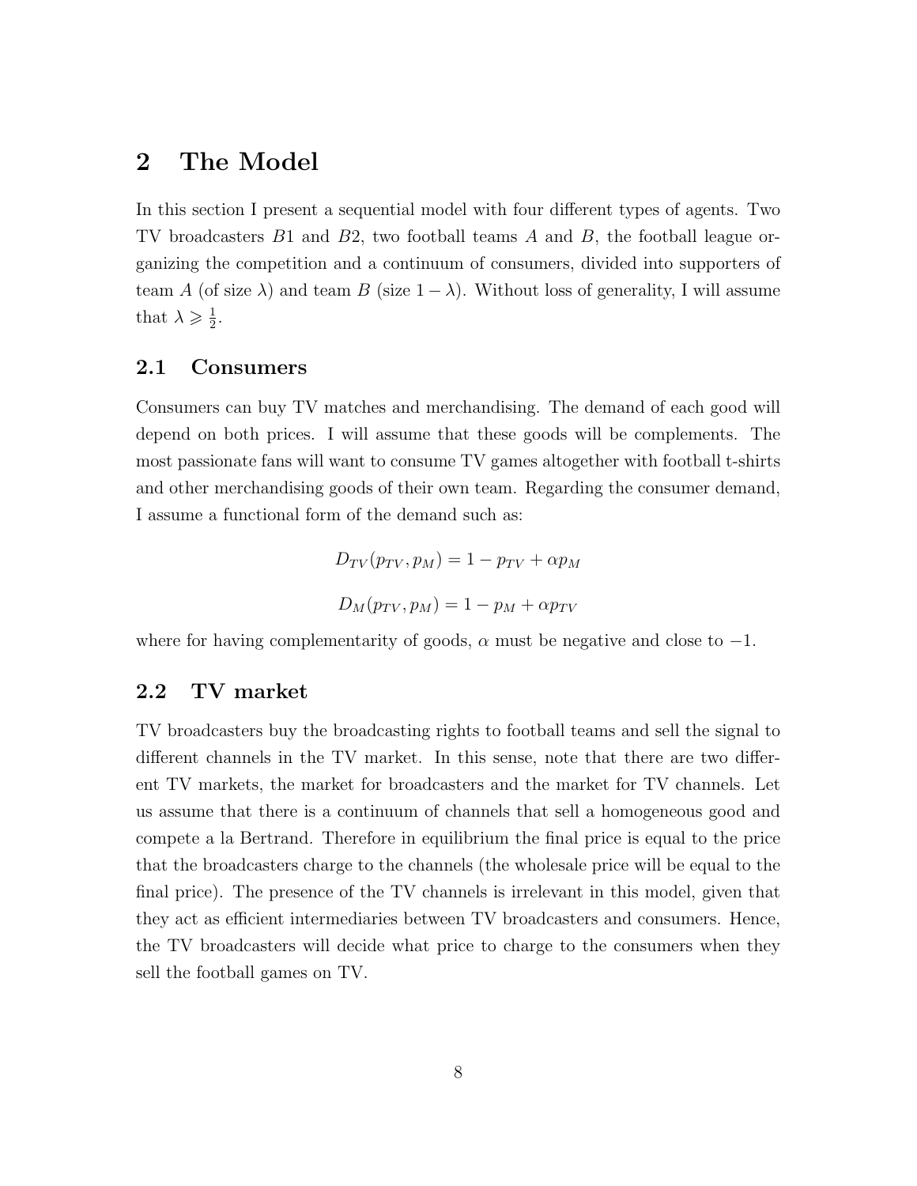# 2 The Model

In this section I present a sequential model with four different types of agents. Two TV broadcasters $B1$ and $B2$, two football teams $A$ and $B$, the football league organizing the competition and a continuum of consumers, divided into supporters of team $A$ (of size $\lambda$) and team $B$ (size $1 - \lambda$). Without loss of generality, I will assume that $\lambda \geqslant \frac{1}{2}$.

## 2.1 Consumers

Consumers can buy TV matches and merchandising. The demand of each good will depend on both prices. I will assume that these goods will be complements. The most passionate fans will want to consume TV games altogether with football t-shirts and other merchandising goods of their own team. Regarding the consumer demand, I assume a functional form of the demand such as:

$$D_{TV}(p_{TV}, p_M) = 1 - p_{TV} + \alpha p_M$$

$$D_M(p_{TV}, p_M) = 1 - p_M + \alpha p_{TV}$$

where for having complementarity of goods, $\alpha$ must be negative and close to $-1$.

## 2.2 TV market

TV broadcasters buy the broadcasting rights to football teams and sell the signal to different channels in the TV market. In this sense, note that there are two different TV markets, the market for broadcasters and the market for TV channels. Let us assume that there is a continuum of channels that sell a homogeneous good and compete a la Bertrand. Therefore in equilibrium the final price is equal to the price that the broadcasters charge to the channels (the wholesale price will be equal to the final price). The presence of the TV channels is irrelevant in this model, given that they act as efficient intermediaries between TV broadcasters and consumers. Hence, the TV broadcasters will decide what price to charge to the consumers when they sell the football games on TV.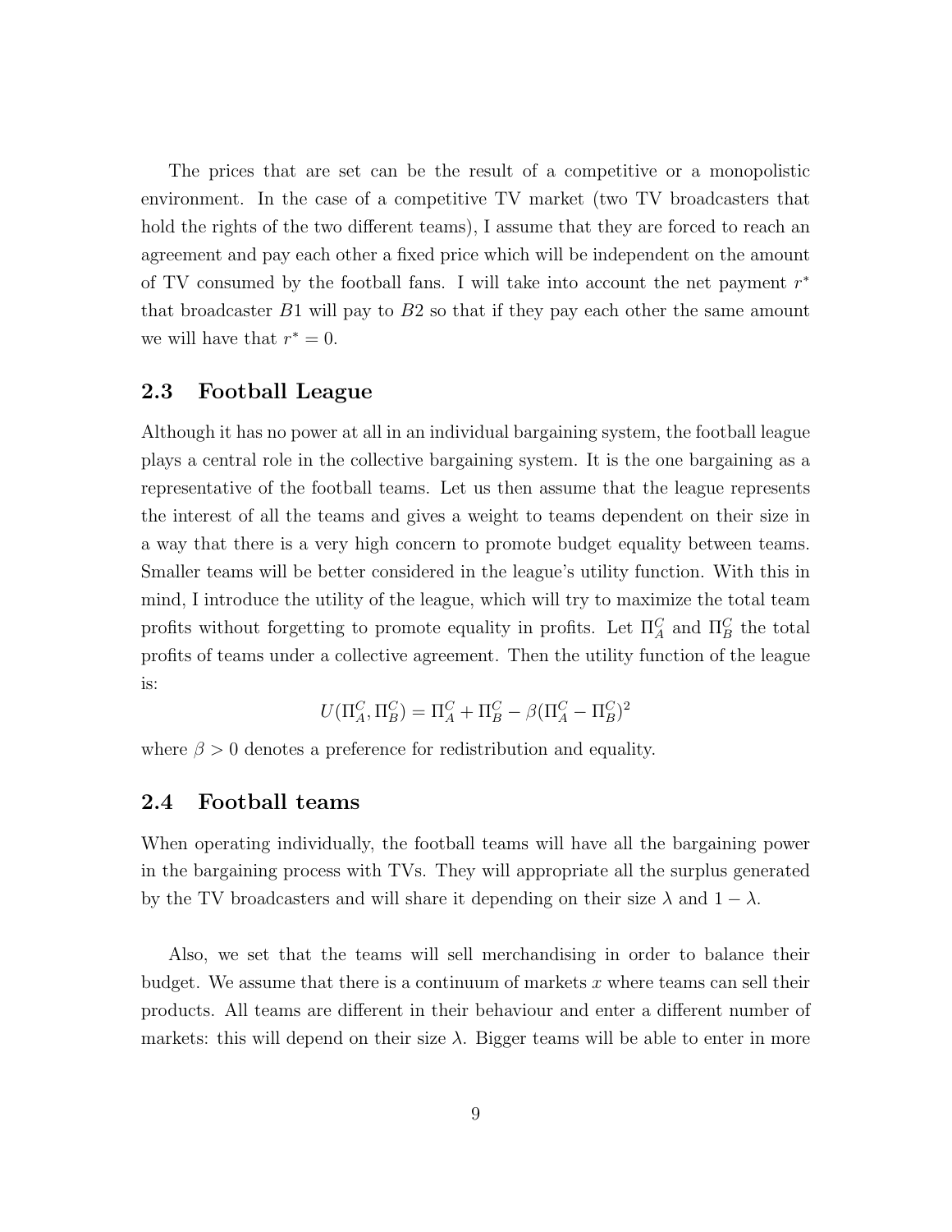The prices that are set can be the result of a competitive or a monopolistic environment. In the case of a competitive TV market (two TV broadcasters that hold the rights of the two different teams), I assume that they are forced to reach an agreement and pay each other a fixed price which will be independent on the amount of TV consumed by the football fans. I will take into account the net payment $r^*$ that broadcaster $B1$ will pay to $B2$ so that if they pay each other the same amount we will have that $r^* = 0$.

## 2.3 Football League

Although it has no power at all in an individual bargaining system, the football league plays a central role in the collective bargaining system. It is the one bargaining as a representative of the football teams. Let us then assume that the league represents the interest of all the teams and gives a weight to teams dependent on their size in a way that there is a very high concern to promote budget equality between teams. Smaller teams will be better considered in the league's utility function. With this in mind, I introduce the utility of the league, which will try to maximize the total team profits without forgetting to promote equality in profits. Let $\Pi_A^C$ and $\Pi_B^C$ the total profits of teams under a collective agreement. Then the utility function of the league is:

$$U(\Pi_A^C, \Pi_B^C) = \Pi_A^C + \Pi_B^C - \beta(\Pi_A^C - \Pi_B^C)^2$$

where $\beta > 0$ denotes a preference for redistribution and equality.

## 2.4 Football teams

When operating individually, the football teams will have all the bargaining power in the bargaining process with TVs. They will appropriate all the surplus generated by the TV broadcasters and will share it depending on their size $\lambda$ and $1 - \lambda$.

Also, we set that the teams will sell merchandising in order to balance their budget. We assume that there is a continuum of markets $x$ where teams can sell their products. All teams are different in their behaviour and enter a different number of markets: this will depend on their size $\lambda$. Bigger teams will be able to enter in more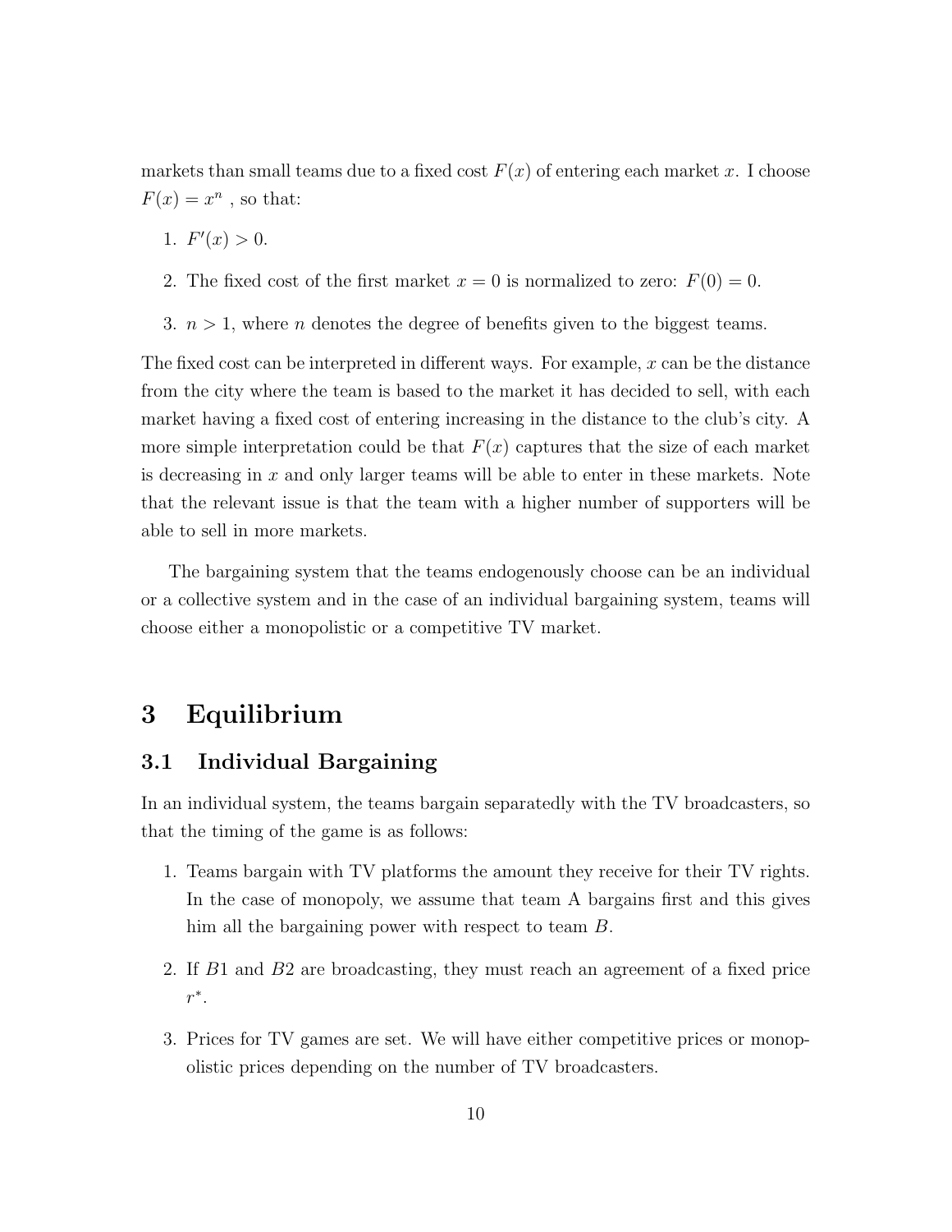markets than small teams due to a fixed cost $F(x)$ of entering each market $x$. I choose $F(x) = x^n$ , so that:

1. $F'(x) > 0$.
2. The fixed cost of the first market $x = 0$ is normalized to zero: $F(0) = 0$.
3. $n > 1$, where $n$ denotes the degree of benefits given to the biggest teams.

The fixed cost can be interpreted in different ways. For example, $x$ can be the distance from the city where the team is based to the market it has decided to sell, with each market having a fixed cost of entering increasing in the distance to the club's city. A more simple interpretation could be that $F(x)$ captures that the size of each market is decreasing in $x$ and only larger teams will be able to enter in these markets. Note that the relevant issue is that the team with a higher number of supporters will be able to sell in more markets.

The bargaining system that the teams endogenously choose can be an individual or a collective system and in the case of an individual bargaining system, teams will choose either a monopolistic or a competitive TV market.

# 3 Equilibrium

## 3.1 Individual Bargaining

In an individual system, the teams bargain separatedly with the TV broadcasters, so that the timing of the game is as follows:

1. Teams bargain with TV platforms the amount they receive for their TV rights. In the case of monopoly, we assume that team A bargains first and this gives him all the bargaining power with respect to team $B$.
2. If $B1$ and $B2$ are broadcasting, they must reach an agreement of a fixed price $r^*$.
3. Prices for TV games are set. We will have either competitive prices or monopolistic prices depending on the number of TV broadcasters.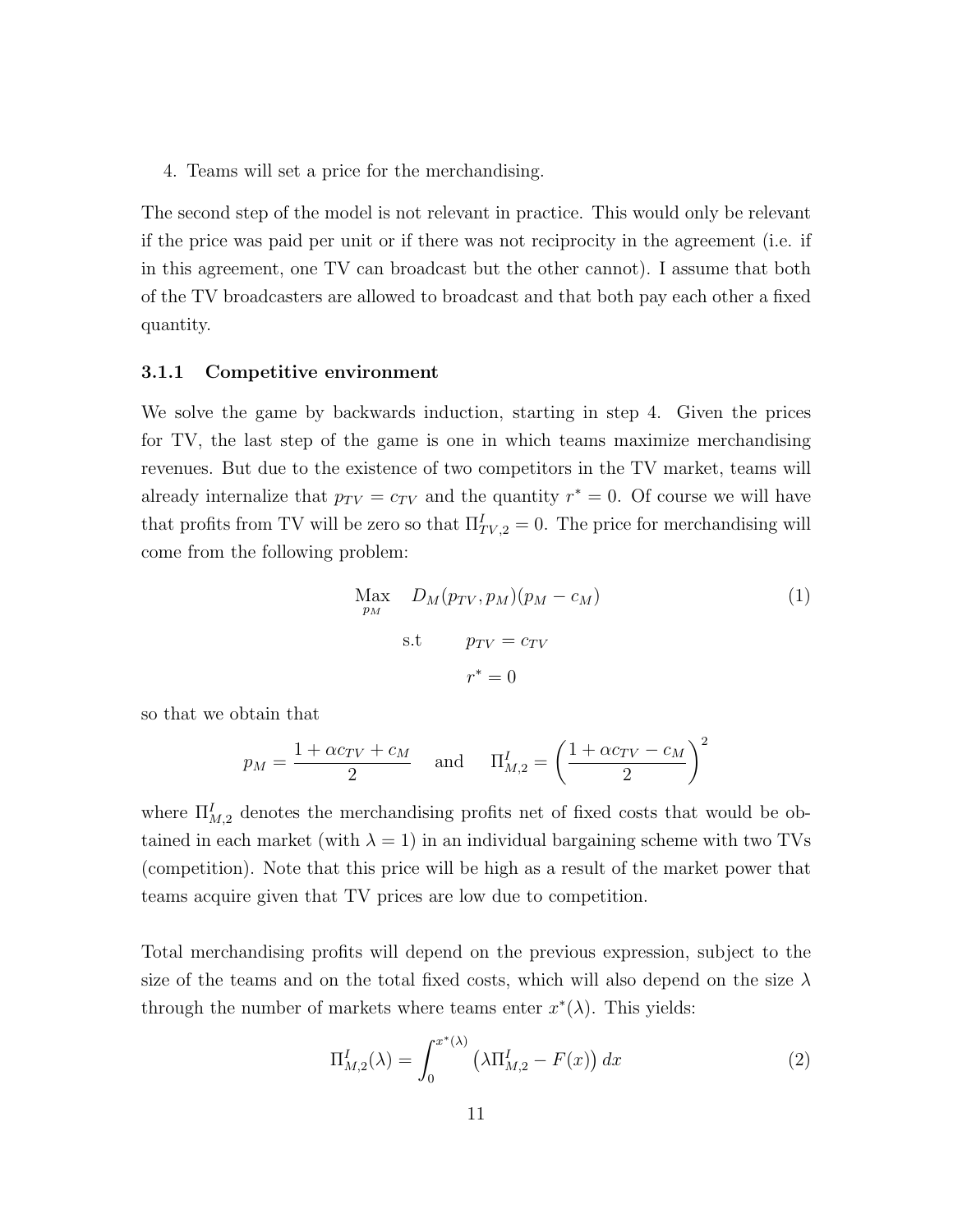4. Teams will set a price for the merchandising.

The second step of the model is not relevant in practice. This would only be relevant if the price was paid per unit or if there was not reciprocity in the agreement (i.e. if in this agreement, one TV can broadcast but the other cannot). I assume that both of the TV broadcasters are allowed to broadcast and that both pay each other a fixed quantity.

### 3.1.1 Competitive environment

We solve the game by backwards induction, starting in step 4. Given the prices for TV, the last step of the game is one in which teams maximize merchandising revenues. But due to the existence of two competitors in the TV market, teams will already internalize that $p_{TV} = c_{TV}$ and the quantity $r^* = 0$. Of course we will have that profits from TV will be zero so that $\Pi^I_{TV,2} = 0$. The price for merchandising will come from the following problem:

$$\begin{aligned} \underset{p_M}{\text{Max}} \quad & D_M(p_{TV}, p_M)(p_M - c_M) \\ \text{s.t} \quad & p_{TV} = c_{TV} \\ & r^* = 0 \end{aligned} \tag{1}$$

so that we obtain that

$$p_M = \frac{1 + \alpha c_{TV} + c_M}{2} \quad \text{and} \quad \Pi^I_{M,2} = \left( \frac{1 + \alpha c_{TV} - c_M}{2} \right)^2$$

where $\Pi^I_{M,2}$ denotes the merchandising profits net of fixed costs that would be obtained in each market (with $\lambda = 1$) in an individual bargaining scheme with two TVs (competition). Note that this price will be high as a result of the market power that teams acquire given that TV prices are low due to competition.

Total merchandising profits will depend on the previous expression, subject to the size of the teams and on the total fixed costs, which will also depend on the size $\lambda$ through the number of markets where teams enter $x^*(\lambda)$. This yields:

$$\Pi^I_{M,2}(\lambda) = \int_0^{x^*(\lambda)} \left( \lambda \Pi^I_{M,2} - F(x) \right) dx \tag{2}$$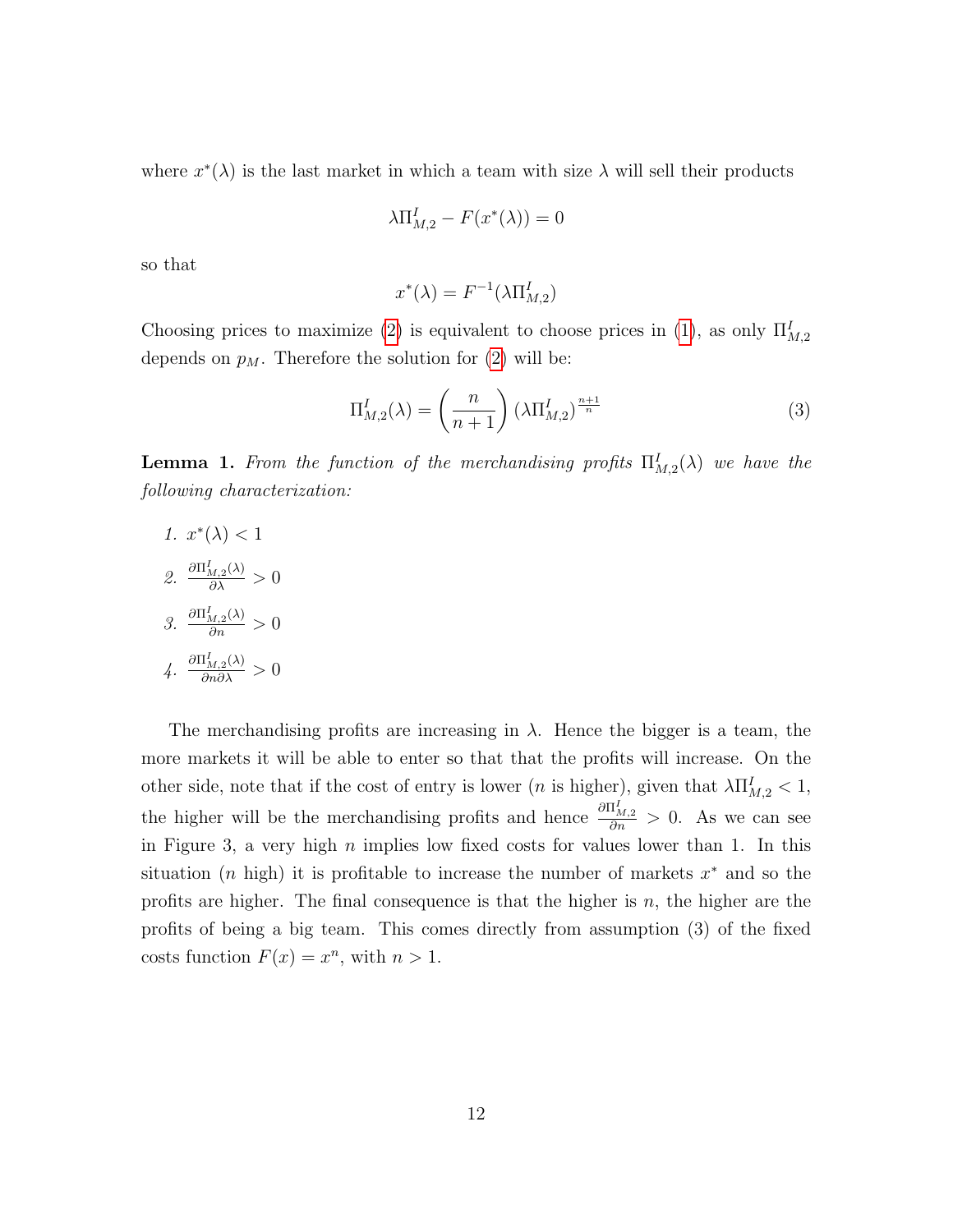where $x^*(\lambda)$ is the last market in which a team with size $\lambda$ will sell their products

$$\lambda \Pi^I_{M,2} - F(x^*(\lambda)) = 0$$

so that

$$x^*(\lambda) = F^{-1}(\lambda \Pi^I_{M,2})$$

Choosing prices to maximize (2) is equivalent to choose prices in (1), as only $\Pi^I_{M,2}$ depends on $p_M$. Therefore the solution for (2) will be:

$$\Pi^I_{M,2}(\lambda) = \left(\frac{n}{n+1}\right) (\lambda \Pi^I_{M,2})^{\frac{n+1}{n}} \tag{3}$$

**Lemma 1.** *From the function of the merchandising profits $\Pi^I_{M,2}(\lambda)$ we have the following characterization:*

1. $x^*(\lambda) < 1$
2. $\frac{\partial \Pi^I_{M,2}(\lambda)}{\partial \lambda} > 0$
3. $\frac{\partial \Pi^I_{M,2}(\lambda)}{\partial n} > 0$
4. $\frac{\partial \Pi^I_{M,2}(\lambda)}{\partial n \partial \lambda} > 0$

The merchandising profits are increasing in $\lambda$. Hence the bigger is a team, the more markets it will be able to enter so that that the profits will increase. On the other side, note that if the cost of entry is lower ($n$ is higher), given that $\lambda \Pi^I_{M,2} < 1$, the higher will be the merchandising profits and hence $\frac{\partial \Pi^I_{M,2}}{\partial n} > 0$. As we can see in Figure 3, a very high $n$ implies low fixed costs for values lower than 1. In this situation ($n$ high) it is profitable to increase the number of markets $x^*$ and so the profits are higher. The final consequence is that the higher is $n$, the higher are the profits of being a big team. This comes directly from assumption (3) of the fixed costs function $F(x) = x^n$, with $n > 1$.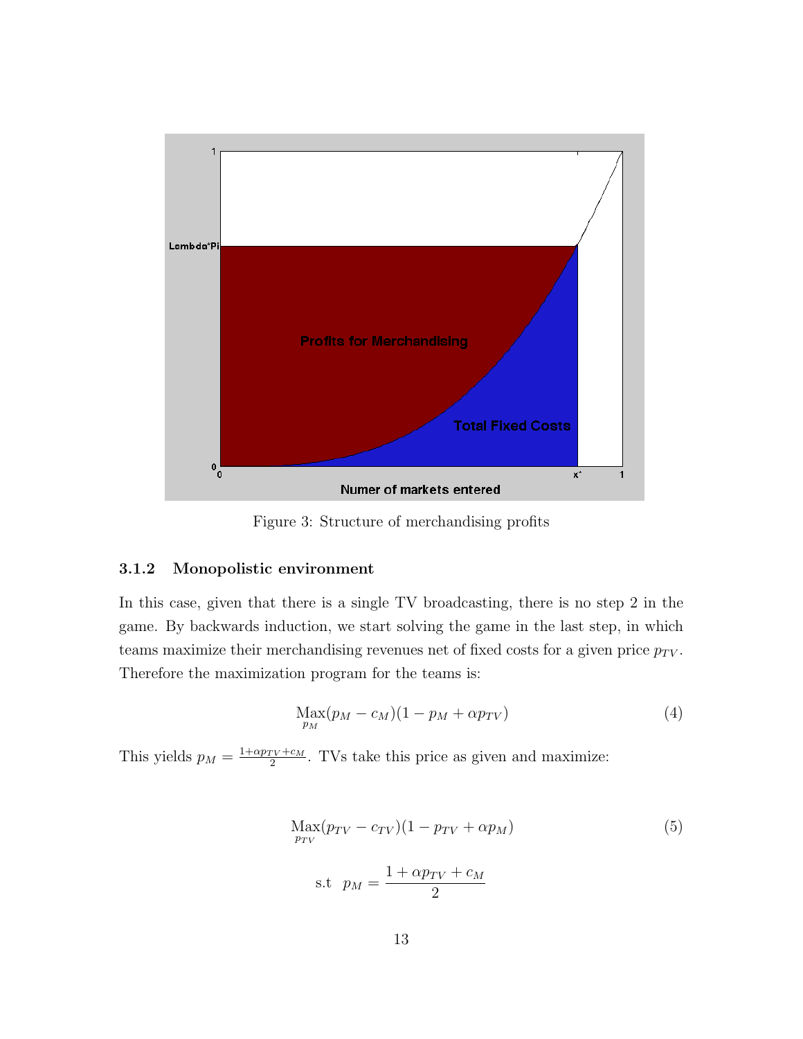Figure 3: Structure of merchandising profits

#### 3.1.2 Monopolistic environment

In this case, given that there is a single TV broadcasting, there is no step 2 in the game. By backwards induction, we start solving the game in the last step, in which teams maximize their merchandising revenues net of fixed costs for a given price $p_{TV}$. Therefore the maximization program for the teams is:

$$\underset{p_M}{\text{Max}}(p_M - c_M)(1 - p_M + \alpha p_{TV}) \tag{4}$$

This yields $p_M = \frac{1+\alpha p_{TV}+c_M}{2}$. TVs take this price as given and maximize:

$$\underset{p_{TV}}{\text{Max}}(p_{TV} - c_{TV})(1 - p_{TV} + \alpha p_M) \tag{5}$$

$$\text{s.t} \quad p_M = \frac{1 + \alpha p_{TV} + c_M}{2}$$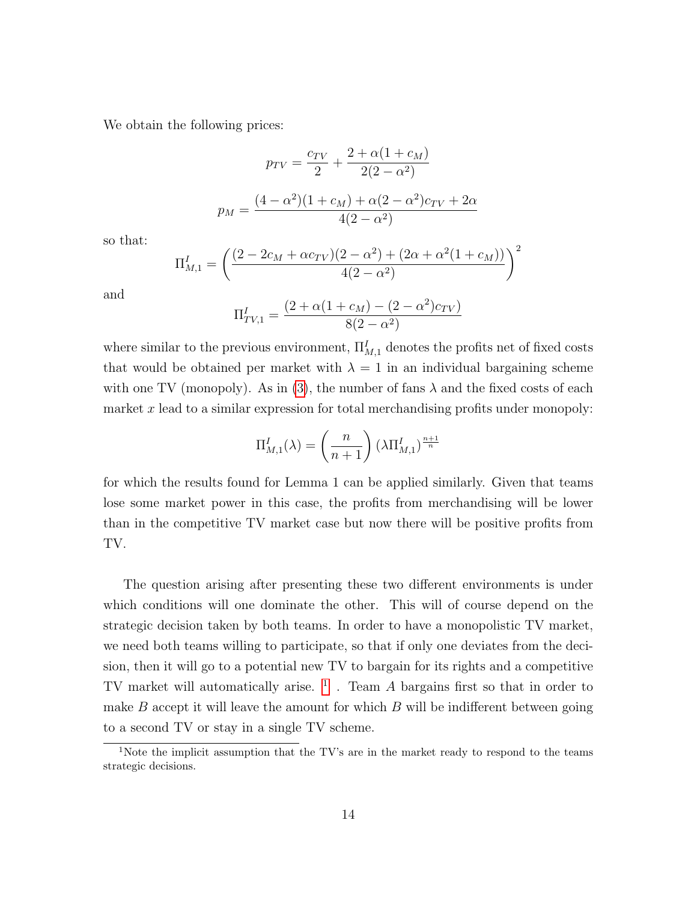We obtain the following prices:

$$p_{TV} = \frac{c_{TV}}{2} + \frac{2 + \alpha(1 + c_M)}{2(2 - \alpha^2)}$$

$$p_M = \frac{(4 - \alpha^2)(1 + c_M) + \alpha(2 - \alpha^2)c_{TV} + 2\alpha}{4(2 - \alpha^2)}$$

so that:

$$\Pi^I_{M,1} = \left( \frac{(2 - 2c_M + \alpha c_{TV})(2 - \alpha^2) + (2\alpha + \alpha^2(1 + c_M))}{4(2 - \alpha^2)} \right)^2$$

and

$$\Pi^I_{TV,1} = \frac{(2 + \alpha(1 + c_M) - (2 - \alpha^2)c_{TV})}{8(2 - \alpha^2)}$$

where similar to the previous environment, $\Pi^I_{M,1}$ denotes the profits net of fixed costs that would be obtained per market with $\lambda = 1$ in an individual bargaining scheme with one TV (monopoly). As in (3), the number of fans $\lambda$ and the fixed costs of each market $x$ lead to a similar expression for total merchandising profits under monopoly:

$$\Pi^I_{M,1}(\lambda) = \left( \frac{n}{n+1} \right) (\lambda \Pi^I_{M,1})^{\frac{n+1}{n}}$$

for which the results found for Lemma 1 can be applied similarly. Given that teams lose some market power in this case, the profits from merchandising will be lower than in the competitive TV market case but now there will be positive profits from TV.

The question arising after presenting these two different environments is under which conditions will one dominate the other. This will of course depend on the strategic decision taken by both teams. In order to have a monopolistic TV market, we need both teams willing to participate, so that if only one deviates from the decision, then it will go to a potential new TV to bargain for its rights and a competitive TV market will automatically arise. [1] . Team $A$ bargains first so that in order to make $B$ accept it will leave the amount for which $B$ will be indifferent between going to a second TV or stay in a single TV scheme.

[1] Note the implicit assumption that the TV's are in the market ready to respond to the teams strategic decisions.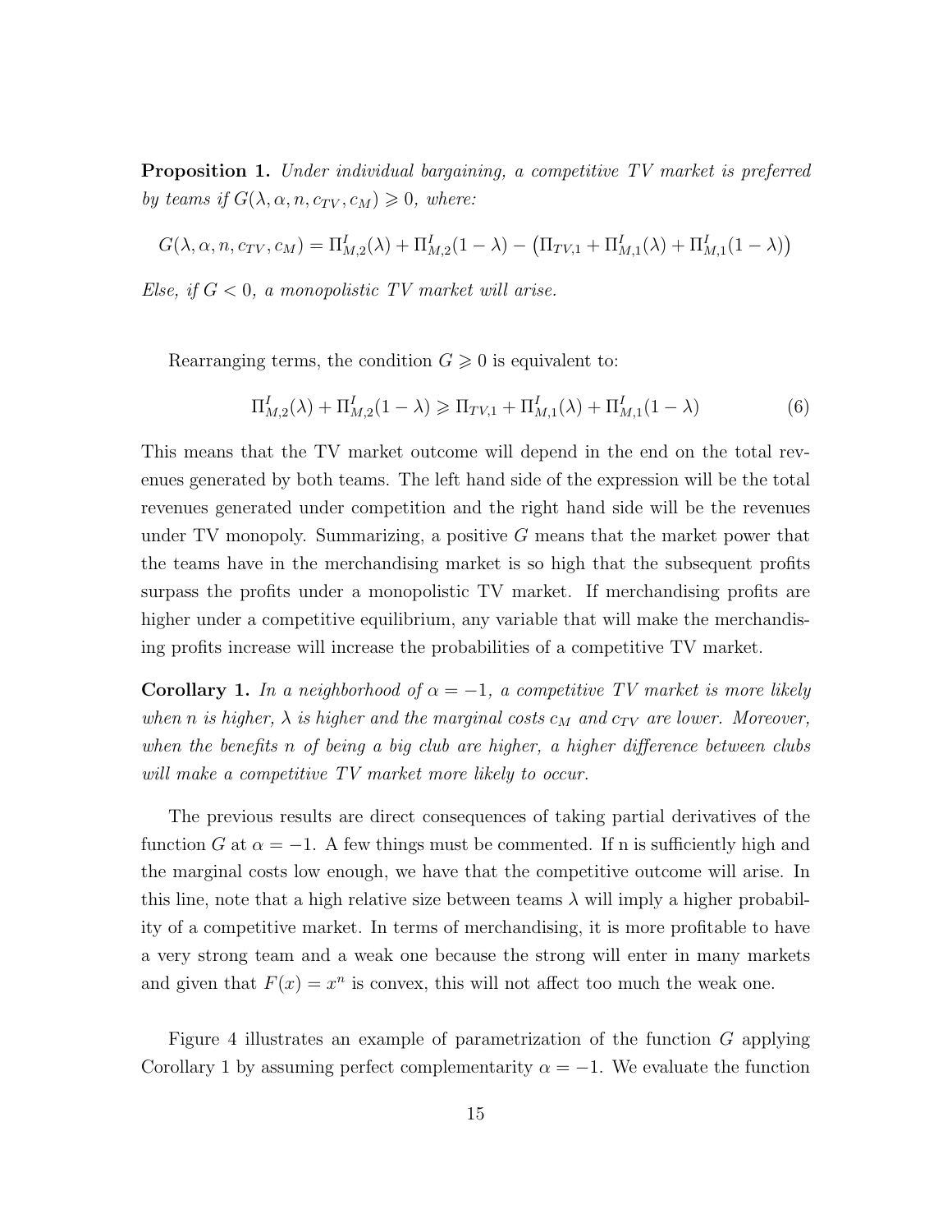**Proposition 1.** *Under individual bargaining, a competitive TV market is preferred by teams if $G(\lambda, \alpha, n, c_{TV}, c_M) \geqslant 0$, where:*

$$G(\lambda, \alpha, n, c_{TV}, c_M) = \Pi^I_{M,2}(\lambda) + \Pi^I_{M,2}(1-\lambda) - \left(\Pi_{TV,1} + \Pi^I_{M,1}(\lambda) + \Pi^I_{M,1}(1-\lambda)\right)$$

*Else, if $G < 0$, a monopolistic TV market will arise.*

Rearranging terms, the condition $G \geqslant 0$ is equivalent to:

$$\Pi^I_{M,2}(\lambda) + \Pi^I_{M,2}(1-\lambda) \geqslant \Pi_{TV,1} + \Pi^I_{M,1}(\lambda) + \Pi^I_{M,1}(1-\lambda) \tag{6}$$

This means that the TV market outcome will depend in the end on the total revenues generated by both teams. The left hand side of the expression will be the total revenues generated under competition and the right hand side will be the revenues under TV monopoly. Summarizing, a positive $G$ means that the market power that the teams have in the merchandising market is so high that the subsequent profits surpass the profits under a monopolistic TV market. If merchandising profits are higher under a competitive equilibrium, any variable that will make the merchandising profits increase will increase the probabilities of a competitive TV market.

**Corollary 1.** *In a neighborhood of $\alpha = -1$, a competitive TV market is more likely when $n$ is higher, $\lambda$ is higher and the marginal costs $c_M$ and $c_{TV}$ are lower. Moreover, when the benefits $n$ of being a big club are higher, a higher difference between clubs will make a competitive TV market more likely to occur.*

The previous results are direct consequences of taking partial derivatives of the function $G$ at $\alpha = -1$. A few things must be commented. If n is sufficiently high and the marginal costs low enough, we have that the competitive outcome will arise. In this line, note that a high relative size between teams $\lambda$ will imply a higher probability of a competitive market. In terms of merchandising, it is more profitable to have a very strong team and a weak one because the strong will enter in many markets and given that $F(x) = x^n$ is convex, this will not affect too much the weak one.

Figure 4 illustrates an example of parametrization of the function $G$ applying Corollary 1 by assuming perfect complementarity $\alpha = -1$. We evaluate the function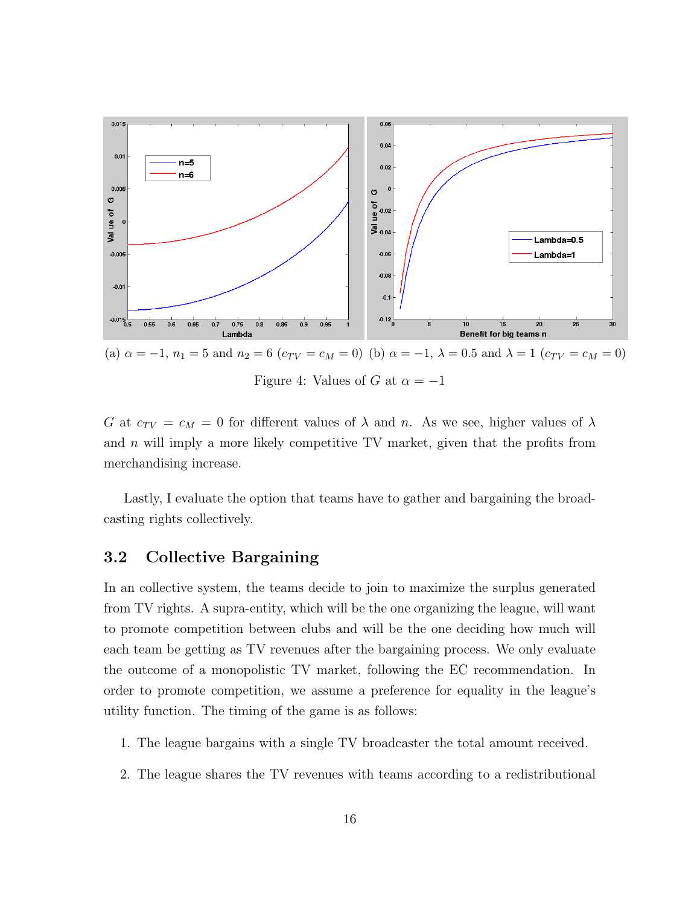(a) $\alpha = -1$, $n_1 = 5$ and $n_2 = 6$ ($c_{TV} = c_M = 0$) (b) $\alpha = -1$, $\lambda = 0.5$ and $\lambda = 1$ ($c_{TV} = c_M = 0$)

Figure 4: Values of $G$ at $\alpha = -1$

$G$ at $c_{TV} = c_M = 0$ for different values of $\lambda$ and $n$. As we see, higher values of $\lambda$ and $n$ will imply a more likely competitive TV market, given that the profits from merchandising increase.

Lastly, I evaluate the option that teams have to gather and bargaining the broadcasting rights collectively.

## 3.2 Collective Bargaining

In an collective system, the teams decide to join to maximize the surplus generated from TV rights. A supra-entity, which will be the one organizing the league, will want to promote competition between clubs and will be the one deciding how much will each team be getting as TV revenues after the bargaining process. We only evaluate the outcome of a monopolistic TV market, following the EC recommendation. In order to promote competition, we assume a preference for equality in the league's utility function. The timing of the game is as follows:

1. The league bargains with a single TV broadcaster the total amount received.
2. The league shares the TV revenues with teams according to a redistributional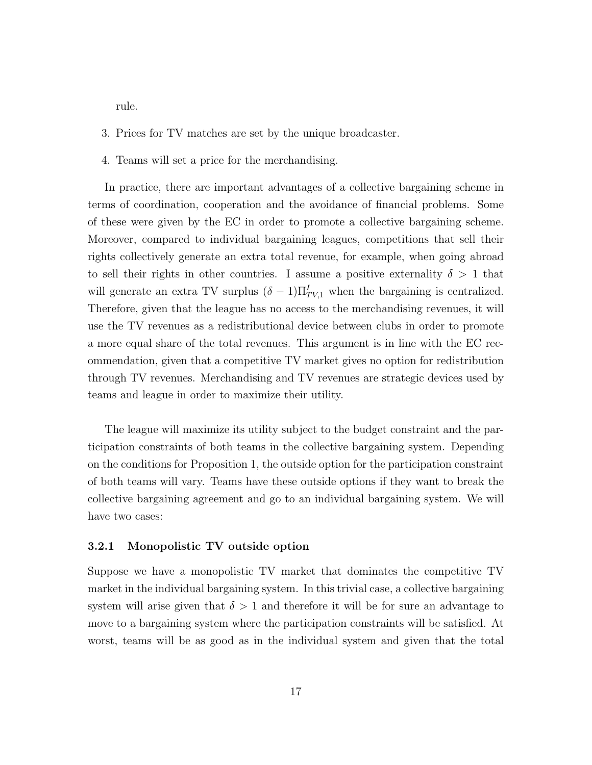rule.

3. Prices for TV matches are set by the unique broadcaster.
4. Teams will set a price for the merchandising.

In practice, there are important advantages of a collective bargaining scheme in terms of coordination, cooperation and the avoidance of financial problems. Some of these were given by the EC in order to promote a collective bargaining scheme. Moreover, compared to individual bargaining leagues, competitions that sell their rights collectively generate an extra total revenue, for example, when going abroad to sell their rights in other countries. I assume a positive externality $\delta > 1$ that will generate an extra TV surplus $(\delta - 1)\Pi^{I}_{TV,1}$ when the bargaining is centralized. Therefore, given that the league has no access to the merchandising revenues, it will use the TV revenues as a redistributional device between clubs in order to promote a more equal share of the total revenues. This argument is in line with the EC recommendation, given that a competitive TV market gives no option for redistribution through TV revenues. Merchandising and TV revenues are strategic devices used by teams and league in order to maximize their utility.

The league will maximize its utility subject to the budget constraint and the participation constraints of both teams in the collective bargaining system. Depending on the conditions for Proposition 1, the outside option for the participation constraint of both teams will vary. Teams have these outside options if they want to break the collective bargaining agreement and go to an individual bargaining system. We will have two cases:

### 3.2.1 Monopolistic TV outside option

Suppose we have a monopolistic TV market that dominates the competitive TV market in the individual bargaining system. In this trivial case, a collective bargaining system will arise given that $\delta > 1$ and therefore it will be for sure an advantage to move to a bargaining system where the participation constraints will be satisfied. At worst, teams will be as good as in the individual system and given that the total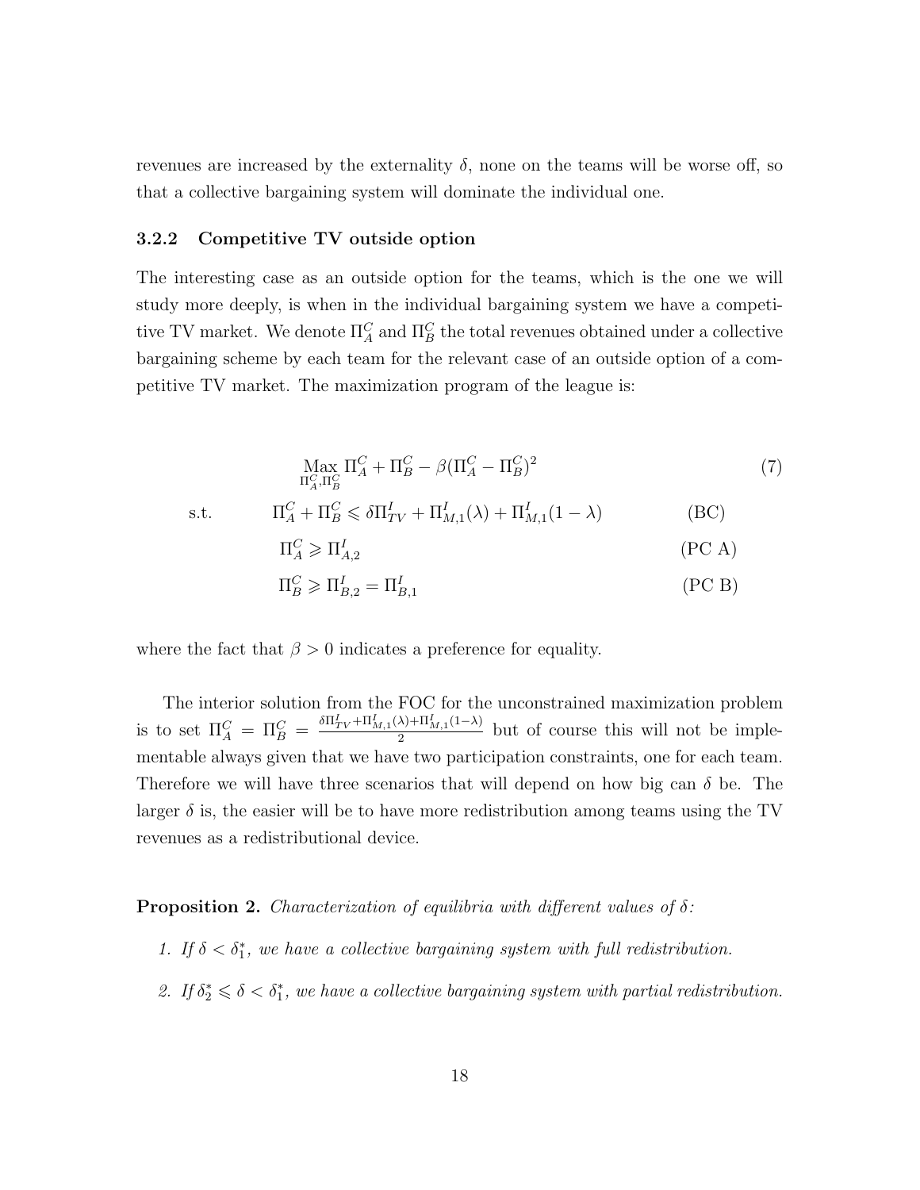revenues are increased by the externality $\delta$, none on the teams will be worse off, so that a collective bargaining system will dominate the individual one.

### 3.2.2 Competitive TV outside option

The interesting case as an outside option for the teams, which is the one we will study more deeply, is when in the individual bargaining system we have a competitive TV market. We denote $\Pi_A^C$ and $\Pi_B^C$ the total revenues obtained under a collective bargaining scheme by each team for the relevant case of an outside option of a competitive TV market. The maximization program of the league is:

$$\underset{\Pi_A^C, \Pi_B^C}{\text{Max}} \; \Pi_A^C + \Pi_B^C - \beta(\Pi_A^C - \Pi_B^C)^2 \tag{7}$$

$$\text{s.t.} \qquad \Pi_A^C + \Pi_B^C \leqslant \delta \Pi_{TV}^I + \Pi_{M,1}^I(\lambda) + \Pi_{M,1}^I(1-\lambda) \qquad \text{(BC)}$$

$$\Pi_A^C \geqslant \Pi_{A,2}^I \qquad \text{(PC A)}$$

$$\Pi_B^C \geqslant \Pi_{B,2}^I = \Pi_{B,1}^I \qquad \text{(PC B)}$$

where the fact that $\beta > 0$ indicates a preference for equality.

The interior solution from the FOC for the unconstrained maximization problem is to set $\Pi_A^C = \Pi_B^C = \frac{\delta \Pi_{TV}^I + \Pi_{M,1}^I(\lambda) + \Pi_{M,1}^I(1-\lambda)}{2}$ but of course this will not be implementable always given that we have two participation constraints, one for each team. Therefore we will have three scenarios that will depend on how big can $\delta$ be. The larger $\delta$ is, the easier will be to have more redistribution among teams using the TV revenues as a redistributional device.

**Proposition 2.** *Characterization of equilibria with different values of $\delta$:*

1. *If $\delta < \delta_1^*$, we have a collective bargaining system with full redistribution.*
2. *If $\delta_2^* \leqslant \delta < \delta_1^*$, we have a collective bargaining system with partial redistribution.*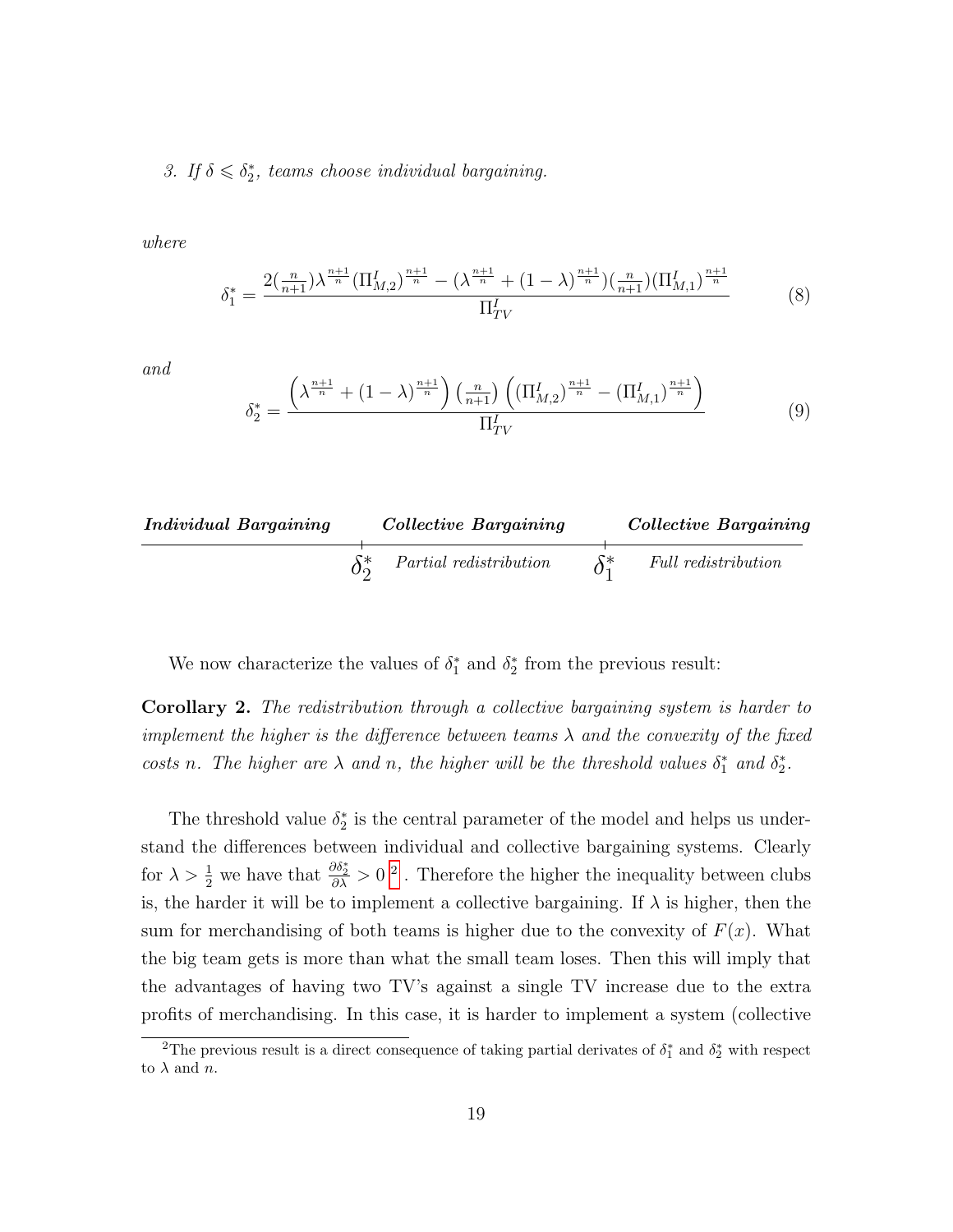3. *If $\delta \leqslant \delta_2^*$, teams choose individual bargaining.*

*where*

$$\delta_1^* = \frac{2(\frac{n}{n+1})\lambda^{\frac{n+1}{n}}(\Pi_{M,2}^I)^{\frac{n+1}{n}} - (\lambda^{\frac{n+1}{n}} + (1-\lambda)^{\frac{n+1}{n}})(\frac{n}{n+1})(\Pi_{M,1}^I)^{\frac{n+1}{n}}}{\Pi_{TV}^I} \tag{8}$$

*and*

$$\delta_2^* = \frac{\left(\lambda^{\frac{n+1}{n}} + (1-\lambda)^{\frac{n+1}{n}}\right)\left(\frac{n}{n+1}\right)\left((\Pi_{M,2}^I)^{\frac{n+1}{n}} - (\Pi_{M,1}^I)^{\frac{n+1}{n}}\right)}{\Pi_{TV}^I} \tag{9}$$

| ***Individual Bargaining*** | ***Collective Bargaining*** | ***Collective Bargaining*** |
|---|---|---|
| | $\delta_2^*$ *Partial redistribution* | $\delta_1^*$ *Full redistribution* |

We now characterize the values of $\delta_1^*$ and $\delta_2^*$ from the previous result:

**Corollary 2.** *The redistribution through a collective bargaining system is harder to implement the higher is the difference between teams $\lambda$ and the convexity of the fixed costs $n$. The higher are $\lambda$ and $n$, the higher will be the threshold values $\delta_1^*$ and $\delta_2^*$.*

The threshold value $\delta_2^*$ is the central parameter of the model and helps us understand the differences between individual and collective bargaining systems. Clearly for $\lambda > \frac{1}{2}$ we have that $\frac{\partial \delta_2^*}{\partial \lambda} > 0$ [2]. Therefore the higher the inequality between clubs is, the harder it will be to implement a collective bargaining. If $\lambda$ is higher, then the sum for merchandising of both teams is higher due to the convexity of $F(x)$. What the big team gets is more than what the small team loses. Then this will imply that the advantages of having two TV's against a single TV increase due to the extra profits of merchandising. In this case, it is harder to implement a system (collective

[2] The previous result is a direct consequence of taking partial derivates of $\delta_1^*$ and $\delta_2^*$ with respect to $\lambda$ and $n$.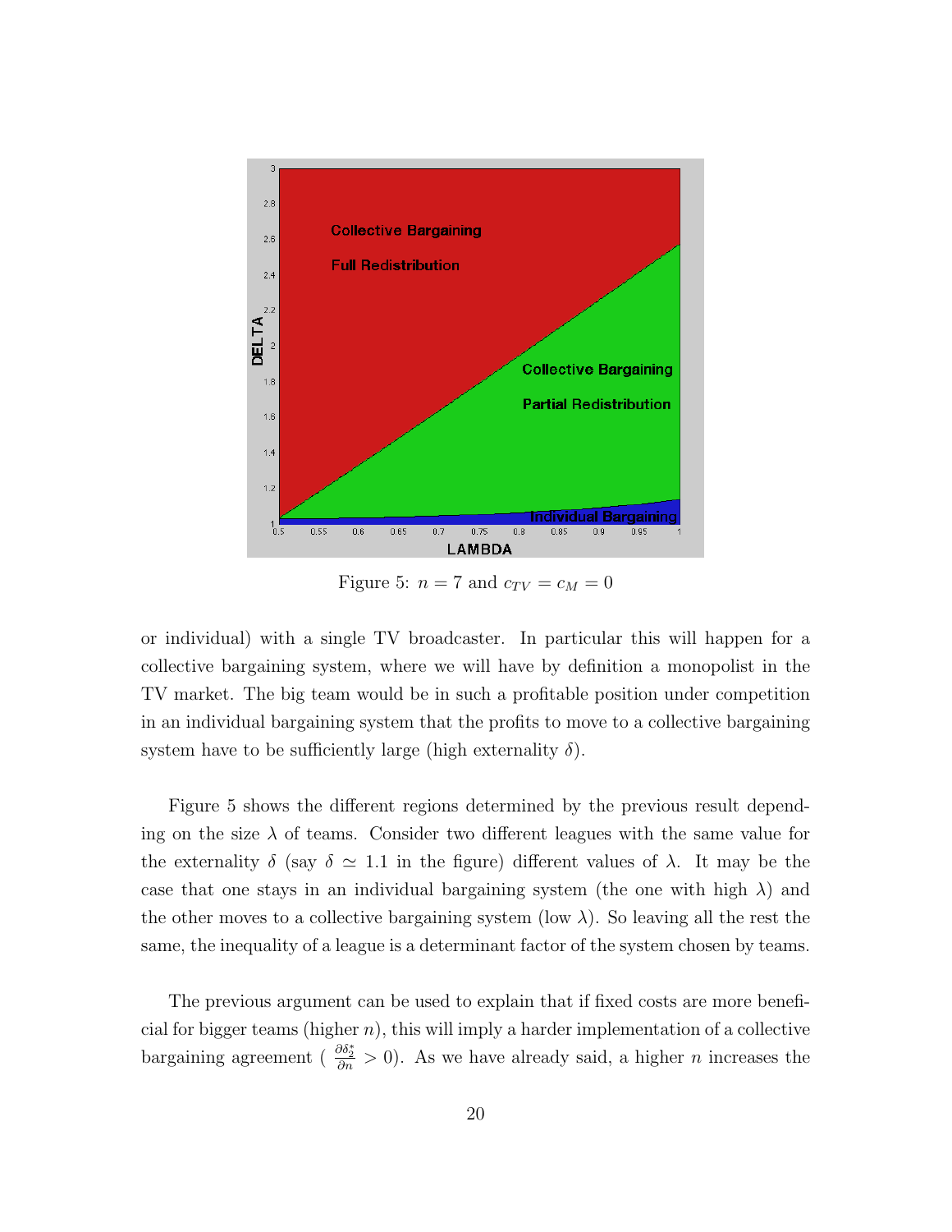Figure 5: $n = 7$ and $c_{TV} = c_M = 0$

or individual) with a single TV broadcaster. In particular this will happen for a collective bargaining system, where we will have by definition a monopolist in the TV market. The big team would be in such a profitable position under competition in an individual bargaining system that the profits to move to a collective bargaining system have to be sufficiently large (high externality $\delta$).

Figure 5 shows the different regions determined by the previous result depending on the size $\lambda$ of teams. Consider two different leagues with the same value for the externality $\delta$ (say $\delta \simeq 1.1$ in the figure) different values of $\lambda$. It may be the case that one stays in an individual bargaining system (the one with high $\lambda$) and the other moves to a collective bargaining system (low $\lambda$). So leaving all the rest the same, the inequality of a league is a determinant factor of the system chosen by teams.

The previous argument can be used to explain that if fixed costs are more beneficial for bigger teams (higher $n$), this will imply a harder implementation of a collective bargaining agreement ( $\frac{\partial \delta_2^*}{\partial n} > 0$). As we have already said, a higher $n$ increases the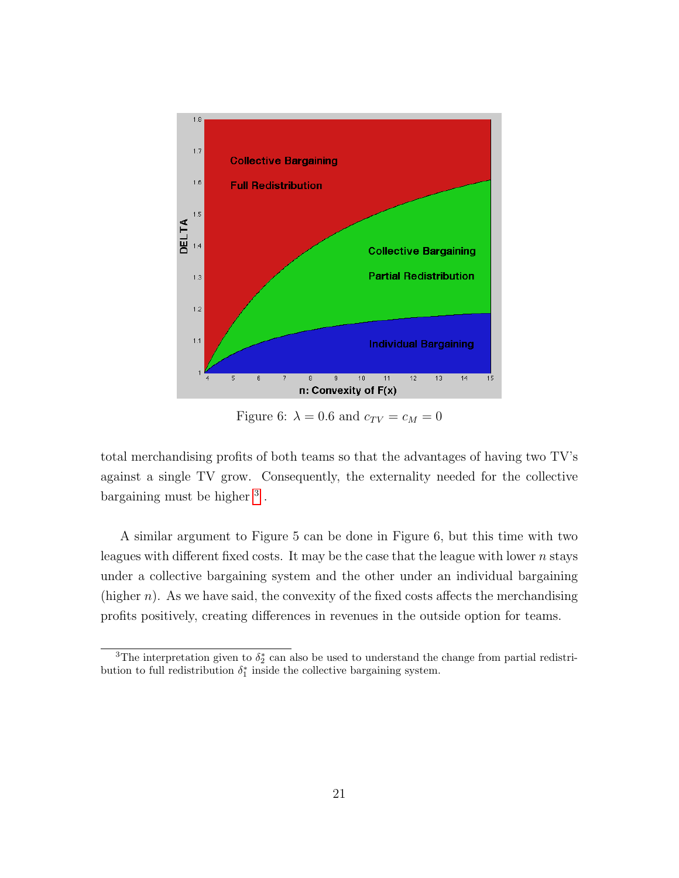Figure 6: $\lambda = 0.6$ and $c_{TV} = c_M = 0$

total merchandising profits of both teams so that the advantages of having two TV's against a single TV grow. Consequently, the externality needed for the collective bargaining must be higher [3].

A similar argument to Figure 5 can be done in Figure 6, but this time with two leagues with different fixed costs. It may be the case that the league with lower $n$ stays under a collective bargaining system and the other under an individual bargaining (higher $n$). As we have said, the convexity of the fixed costs affects the merchandising profits positively, creating differences in revenues in the outside option for teams.

[3] The interpretation given to $\delta_2^*$ can also be used to understand the change from partial redistribution to full redistribution $\delta_1^*$ inside the collective bargaining system.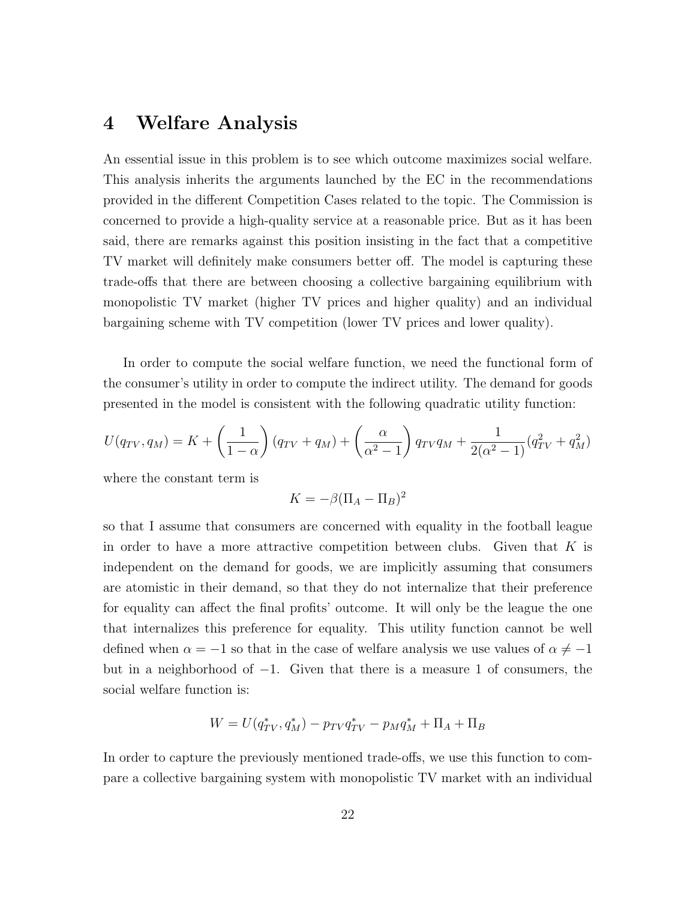# 4 Welfare Analysis

An essential issue in this problem is to see which outcome maximizes social welfare. This analysis inherits the arguments launched by the EC in the recommendations provided in the different Competition Cases related to the topic. The Commission is concerned to provide a high-quality service at a reasonable price. But as it has been said, there are remarks against this position insisting in the fact that a competitive TV market will definitely make consumers better off. The model is capturing these trade-offs that there are between choosing a collective bargaining equilibrium with monopolistic TV market (higher TV prices and higher quality) and an individual bargaining scheme with TV competition (lower TV prices and lower quality).

In order to compute the social welfare function, we need the functional form of the consumer's utility in order to compute the indirect utility. The demand for goods presented in the model is consistent with the following quadratic utility function:

$$U(q_{TV}, q_M) = K + \left(\frac{1}{1-\alpha}\right)(q_{TV} + q_M) + \left(\frac{\alpha}{\alpha^2 - 1}\right) q_{TV} q_M + \frac{1}{2(\alpha^2 - 1)}(q_{TV}^2 + q_M^2)$$

where the constant term is

$$K = -\beta(\Pi_A - \Pi_B)^2$$

so that I assume that consumers are concerned with equality in the football league in order to have a more attractive competition between clubs. Given that $K$ is independent on the demand for goods, we are implicitly assuming that consumers are atomistic in their demand, so that they do not internalize that their preference for equality can affect the final profits' outcome. It will only be the league the one that internalizes this preference for equality. This utility function cannot be well defined when $\alpha = -1$ so that in the case of welfare analysis we use values of $\alpha \neq -1$ but in a neighborhood of $-1$. Given that there is a measure 1 of consumers, the social welfare function is:

$$W = U(q_{TV}^*, q_M^*) - p_{TV} q_{TV}^* - p_M q_M^* + \Pi_A + \Pi_B$$

In order to capture the previously mentioned trade-offs, we use this function to compare a collective bargaining system with monopolistic TV market with an individual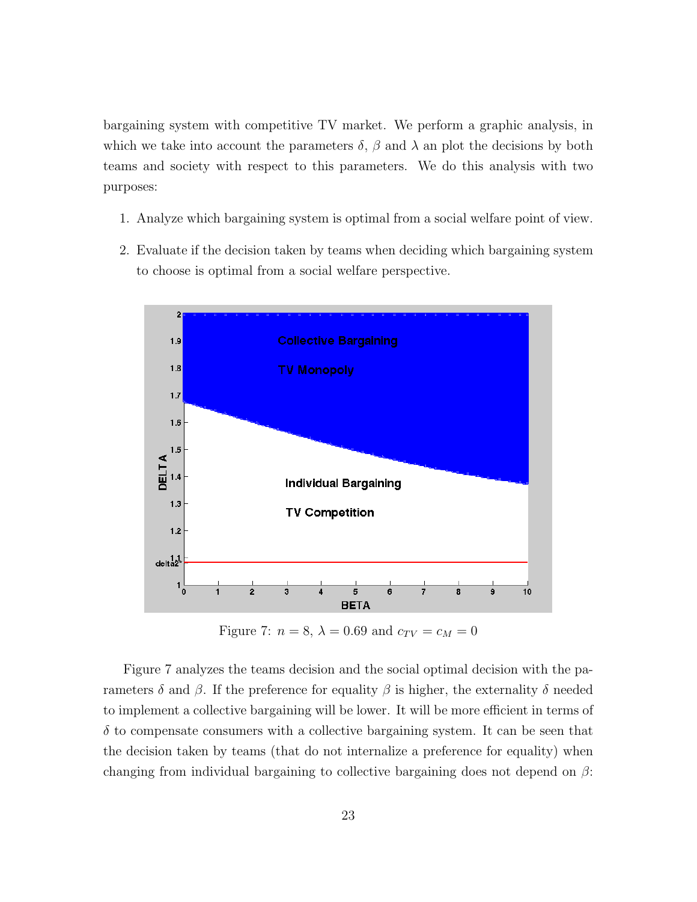bargaining system with competitive TV market. We perform a graphic analysis, in which we take into account the parameters $\delta$, $\beta$ and $\lambda$ an plot the decisions by both teams and society with respect to this parameters. We do this analysis with two purposes:

1. Analyze which bargaining system is optimal from a social welfare point of view.
2. Evaluate if the decision taken by teams when deciding which bargaining system to choose is optimal from a social welfare perspective.

Figure 7: $n = 8$, $\lambda = 0.69$ and $c_{TV} = c_M = 0$

Figure 7 analyzes the teams decision and the social optimal decision with the parameters $\delta$ and $\beta$. If the preference for equality $\beta$ is higher, the externality $\delta$ needed to implement a collective bargaining will be lower. It will be more efficient in terms of $\delta$ to compensate consumers with a collective bargaining system. It can be seen that the decision taken by teams (that do not internalize a preference for equality) when changing from individual bargaining to collective bargaining does not depend on $\beta$: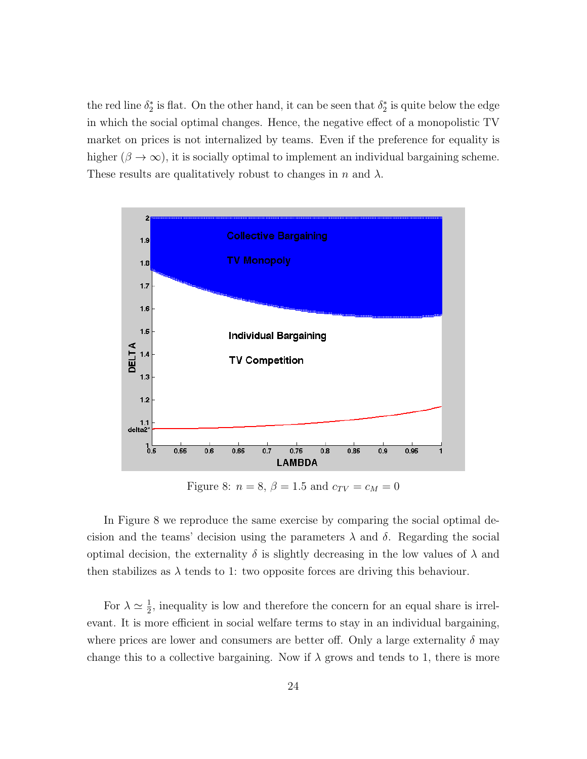the red line $\delta_2^*$ is flat. On the other hand, it can be seen that $\delta_2^*$ is quite below the edge in which the social optimal changes. Hence, the negative effect of a monopolistic TV market on prices is not internalized by teams. Even if the preference for equality is higher ($\beta \to \infty$), it is socially optimal to implement an individual bargaining scheme. These results are qualitatively robust to changes in $n$ and $\lambda$.

Figure 8: $n = 8$, $\beta = 1.5$ and $c_{TV} = c_M = 0$

In Figure 8 we reproduce the same exercise by comparing the social optimal decision and the teams' decision using the parameters $\lambda$ and $\delta$. Regarding the social optimal decision, the externality $\delta$ is slightly decreasing in the low values of $\lambda$ and then stabilizes as $\lambda$ tends to 1: two opposite forces are driving this behaviour.

For $\lambda \simeq \frac{1}{2}$, inequality is low and therefore the concern for an equal share is irrelevant. It is more efficient in social welfare terms to stay in an individual bargaining, where prices are lower and consumers are better off. Only a large externality $\delta$ may change this to a collective bargaining. Now if $\lambda$ grows and tends to 1, there is more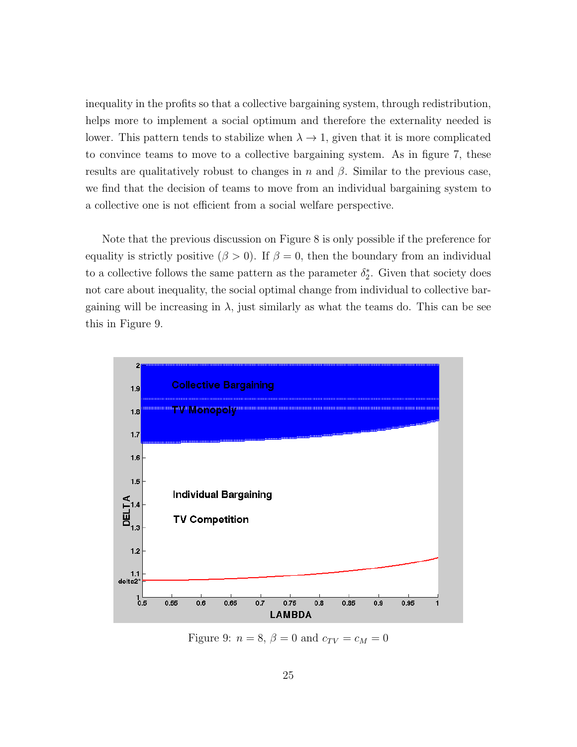inequality in the profits so that a collective bargaining system, through redistribution, helps more to implement a social optimum and therefore the externality needed is lower. This pattern tends to stabilize when $\lambda \to 1$, given that it is more complicated to convince teams to move to a collective bargaining system. As in figure 7, these results are qualitatively robust to changes in $n$ and $\beta$. Similar to the previous case, we find that the decision of teams to move from an individual bargaining system to a collective one is not efficient from a social welfare perspective.

Note that the previous discussion on Figure 8 is only possible if the preference for equality is strictly positive ($\beta > 0$). If $\beta = 0$, then the boundary from an individual to a collective follows the same pattern as the parameter $\delta_2^*$. Given that society does not care about inequality, the social optimal change from individual to collective bargaining will be increasing in $\lambda$, just similarly as what the teams do. This can be see this in Figure 9.

Figure 9: $n = 8$, $\beta = 0$ and $c_{TV} = c_M = 0$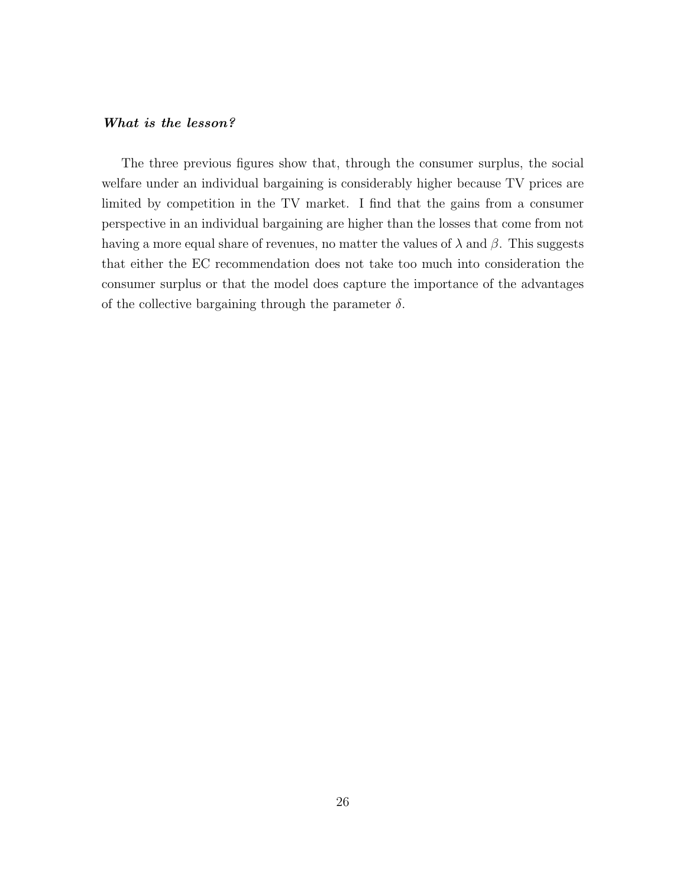***What is the lesson?***

The three previous figures show that, through the consumer surplus, the social welfare under an individual bargaining is considerably higher because TV prices are limited by competition in the TV market. I find that the gains from a consumer perspective in an individual bargaining are higher than the losses that come from not having a more equal share of revenues, no matter the values of $\lambda$ and $\beta$. This suggests that either the EC recommendation does not take too much into consideration the consumer surplus or that the model does capture the importance of the advantages of the collective bargaining through the parameter $\delta$.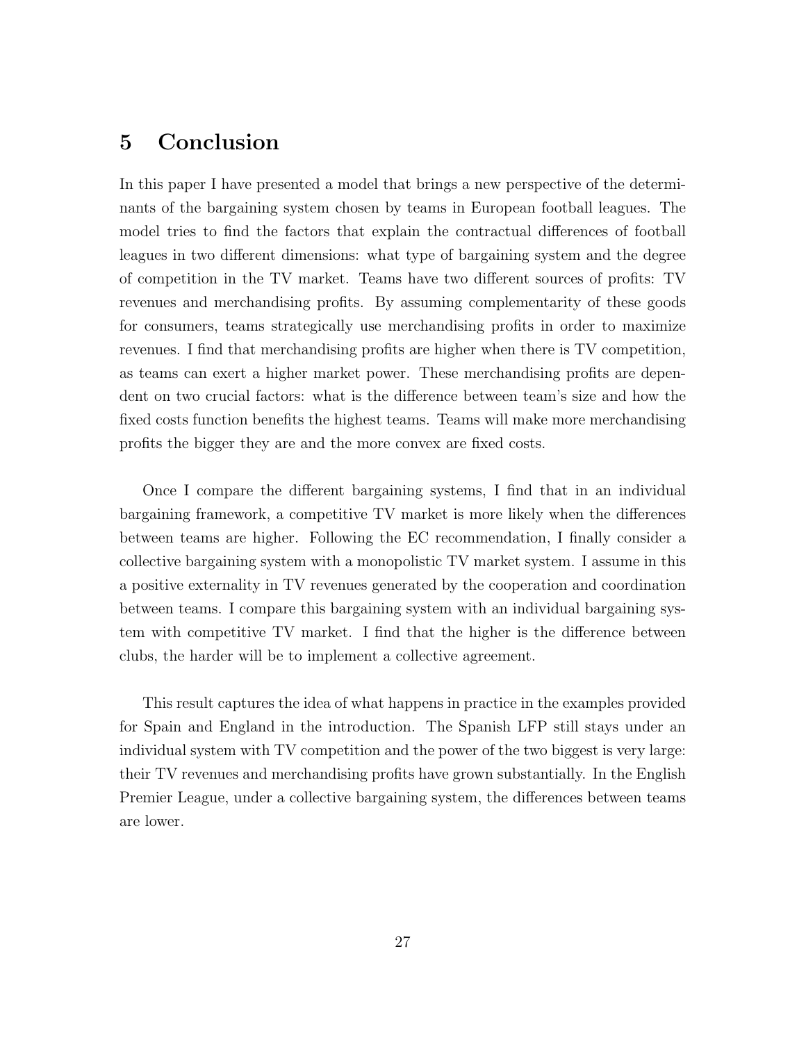# 5 Conclusion

In this paper I have presented a model that brings a new perspective of the determinants of the bargaining system chosen by teams in European football leagues. The model tries to find the factors that explain the contractual differences of football leagues in two different dimensions: what type of bargaining system and the degree of competition in the TV market. Teams have two different sources of profits: TV revenues and merchandising profits. By assuming complementarity of these goods for consumers, teams strategically use merchandising profits in order to maximize revenues. I find that merchandising profits are higher when there is TV competition, as teams can exert a higher market power. These merchandising profits are dependent on two crucial factors: what is the difference between team's size and how the fixed costs function benefits the highest teams. Teams will make more merchandising profits the bigger they are and the more convex are fixed costs.

Once I compare the different bargaining systems, I find that in an individual bargaining framework, a competitive TV market is more likely when the differences between teams are higher. Following the EC recommendation, I finally consider a collective bargaining system with a monopolistic TV market system. I assume in this a positive externality in TV revenues generated by the cooperation and coordination between teams. I compare this bargaining system with an individual bargaining system with competitive TV market. I find that the higher is the difference between clubs, the harder will be to implement a collective agreement.

This result captures the idea of what happens in practice in the examples provided for Spain and England in the introduction. The Spanish LFP still stays under an individual system with TV competition and the power of the two biggest is very large: their TV revenues and merchandising profits have grown substantially. In the English Premier League, under a collective bargaining system, the differences between teams are lower.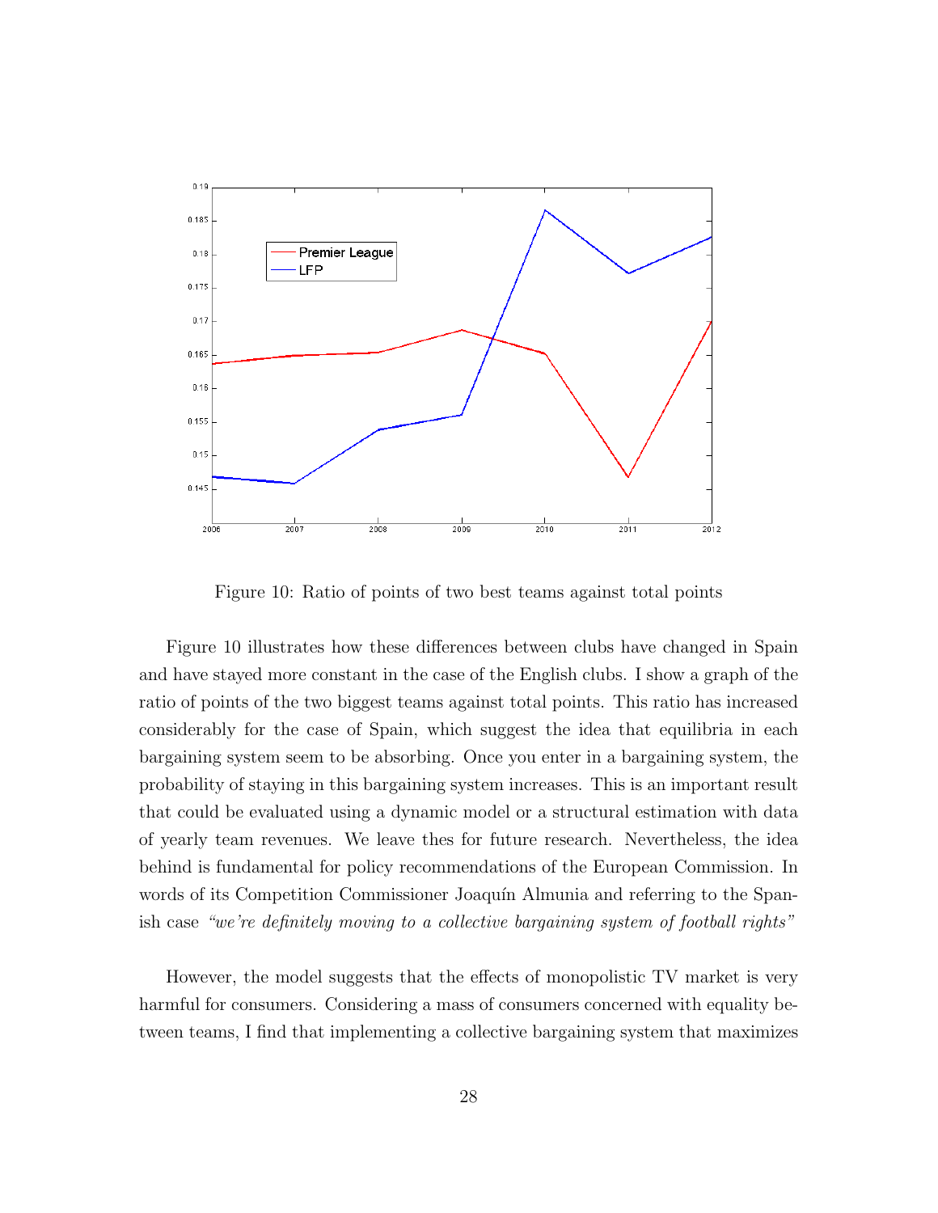Figure 10: Ratio of points of two best teams against total points

Figure 10 illustrates how these differences between clubs have changed in Spain and have stayed more constant in the case of the English clubs. I show a graph of the ratio of points of the two biggest teams against total points. This ratio has increased considerably for the case of Spain, which suggest the idea that equilibria in each bargaining system seem to be absorbing. Once you enter in a bargaining system, the probability of staying in this bargaining system increases. This is an important result that could be evaluated using a dynamic model or a structural estimation with data of yearly team revenues. We leave thes for future research. Nevertheless, the idea behind is fundamental for policy recommendations of the European Commission. In words of its Competition Commissioner Joaquín Almunia and referring to the Spanish case *"we're definitely moving to a collective bargaining system of football rights"*

However, the model suggests that the effects of monopolistic TV market is very harmful for consumers. Considering a mass of consumers concerned with equality between teams, I find that implementing a collective bargaining system that maximizes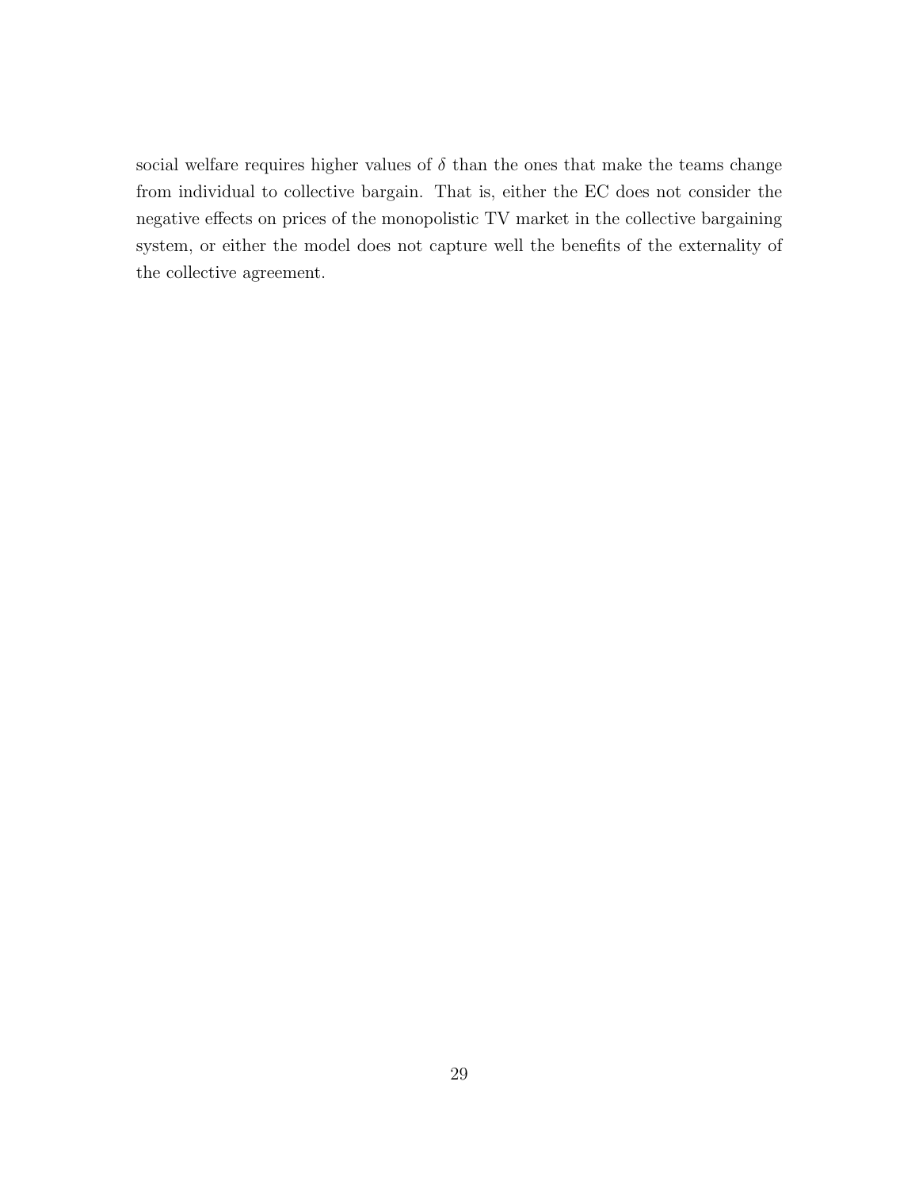social welfare requires higher values of $\delta$ than the ones that make the teams change from individual to collective bargain. That is, either the EC does not consider the negative effects on prices of the monopolistic TV market in the collective bargaining system, or either the model does not capture well the benefits of the externality of the collective agreement.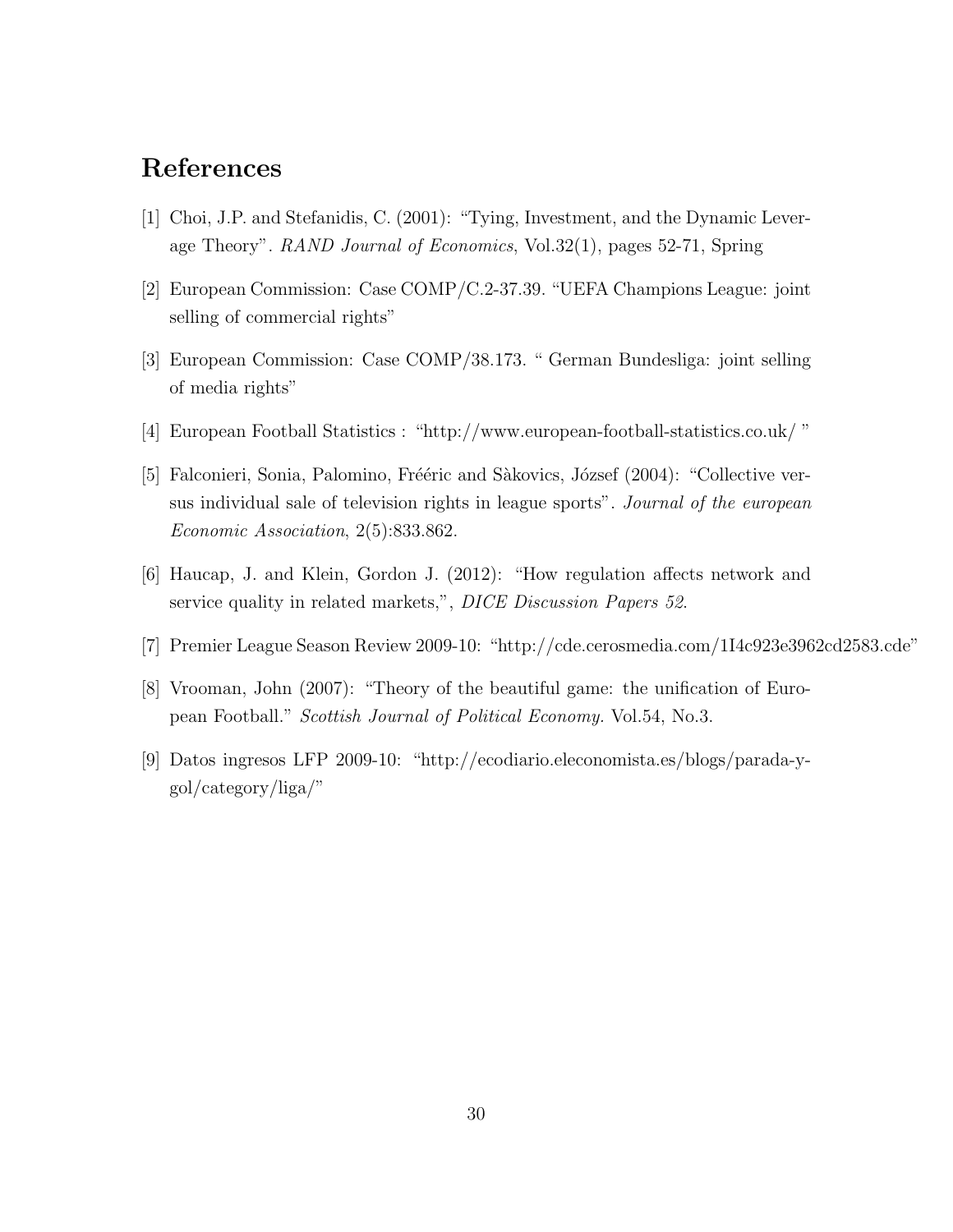## References

[1] Choi, J.P. and Stefanidis, C. (2001): "Tying, Investment, and the Dynamic Leverage Theory". *RAND Journal of Economics*, Vol.32(1), pages 52-71, Spring

[2] European Commission: Case COMP/C.2-37.39. "UEFA Champions League: joint selling of commercial rights"

[3] European Commission: Case COMP/38.173. " German Bundesliga: joint selling of media rights"

[4] European Football Statistics : "http://www.european-football-statistics.co.uk/ "

[5] Falconieri, Sonia, Palomino, Frééric and Sàkovics, József (2004): "Collective versus individual sale of television rights in league sports". *Journal of the european Economic Association*, 2(5):833.862.

[6] Haucap, J. and Klein, Gordon J. (2012): "How regulation affects network and service quality in related markets,", *DICE Discussion Papers 52*.

[7] Premier League Season Review 2009-10: "http://cde.cerosmedia.com/1I4c923e3962cd2583.cde"

[8] Vrooman, John (2007): "Theory of the beautiful game: the unification of European Football." *Scottish Journal of Political Economy*. Vol.54, No.3.

[9] Datos ingresos LFP 2009-10: "http://ecodiario.eleconomista.es/blogs/parada-y-gol/category/liga/"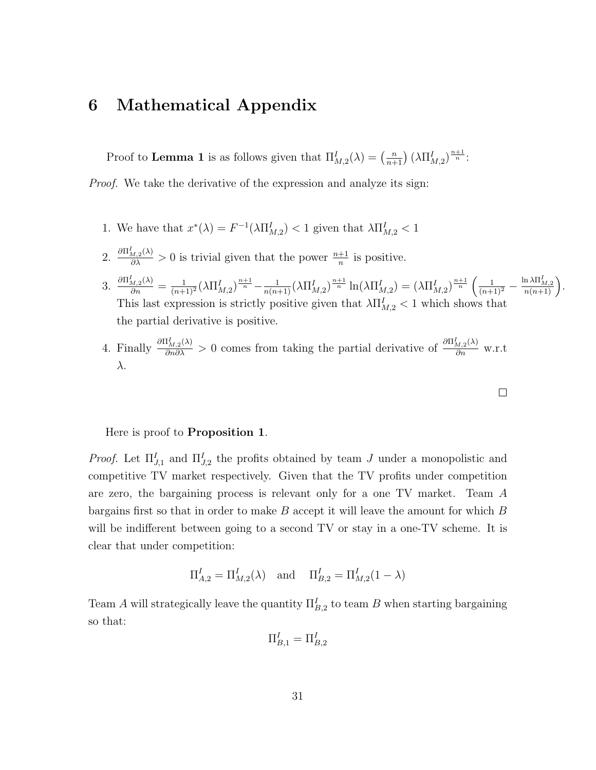# 6 Mathematical Appendix

Proof to **Lemma 1** is as follows given that $\Pi^I_{M,2}(\lambda) = \left(\frac{n}{n+1}\right)\left(\lambda \Pi^I_{M,2}\right)^{\frac{n+1}{n}}$:

*Proof.* We take the derivative of the expression and analyze its sign:

1. We have that $x^*(\lambda) = F^{-1}(\lambda \Pi^I_{M,2}) < 1$ given that $\lambda \Pi^I_{M,2} < 1$
2. $\frac{\partial \Pi^I_{M,2}(\lambda)}{\partial \lambda} > 0$ is trivial given that the power $\frac{n+1}{n}$ is positive.
3. $\frac{\partial \Pi^I_{M,2}(\lambda)}{\partial n} = \frac{1}{(n+1)^2}(\lambda \Pi^I_{M,2})^{\frac{n+1}{n}} - \frac{1}{n(n+1)}(\lambda \Pi^I_{M,2})^{\frac{n+1}{n}} \ln(\lambda \Pi^I_{M,2}) = (\lambda \Pi^I_{M,2})^{\frac{n+1}{n}}\left(\frac{1}{(n+1)^2} - \frac{\ln \lambda \Pi^I_{M,2}}{n(n+1)}\right)$. This last expression is strictly positive given that $\lambda \Pi^I_{M,2} < 1$ which shows that the partial derivative is positive.
4. Finally $\frac{\partial \Pi^I_{M,2}(\lambda)}{\partial n \partial \lambda} > 0$ comes from taking the partial derivative of $\frac{\partial \Pi^I_{M,2}(\lambda)}{\partial n}$ w.r.t $\lambda$.

□

Here is proof to **Proposition 1**.

*Proof.* Let $\Pi^I_{J,1}$ and $\Pi^I_{J,2}$ the profits obtained by team $J$ under a monopolistic and competitive TV market respectively. Given that the TV profits under competition are zero, the bargaining process is relevant only for a one TV market. Team $A$ bargains first so that in order to make $B$ accept it will leave the amount for which $B$ will be indifferent between going to a second TV or stay in a one-TV scheme. It is clear that under competition:

$$\Pi^I_{A,2} = \Pi^I_{M,2}(\lambda) \quad \text{and} \quad \Pi^I_{B,2} = \Pi^I_{M,2}(1-\lambda)$$

Team $A$ will strategically leave the quantity $\Pi^I_{B,2}$ to team $B$ when starting bargaining so that:

$$\Pi^I_{B,1} = \Pi^I_{B,2}$$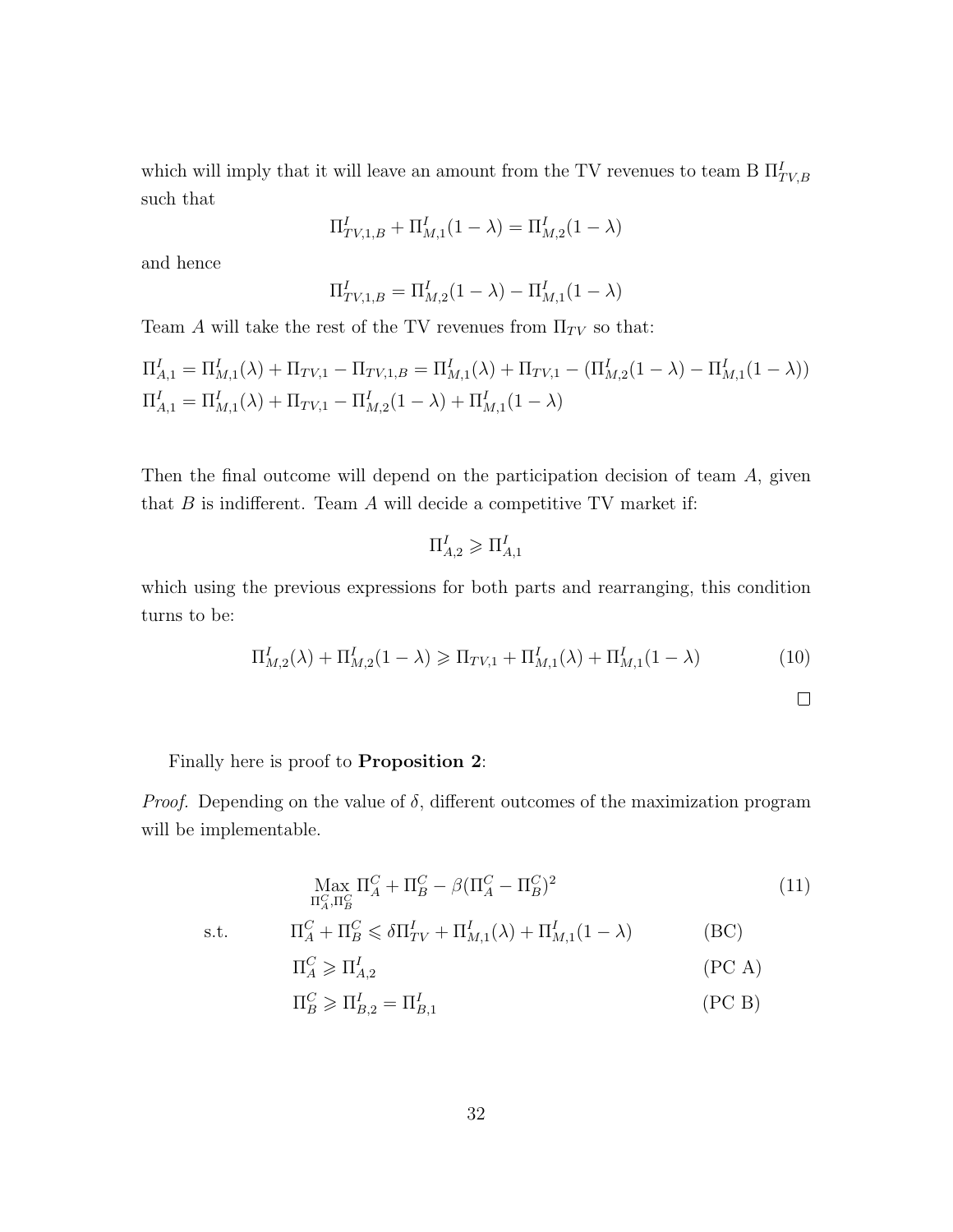which will imply that it will leave an amount from the TV revenues to team B $\Pi^I_{TV,B}$ such that

$$\Pi^I_{TV,1,B} + \Pi^I_{M,1}(1-\lambda) = \Pi^I_{M,2}(1-\lambda)$$

and hence

$$\Pi^I_{TV,1,B} = \Pi^I_{M,2}(1-\lambda) - \Pi^I_{M,1}(1-\lambda)$$

Team $A$ will take the rest of the TV revenues from $\Pi_{TV}$ so that:

$$\Pi^I_{A,1} = \Pi^I_{M,1}(\lambda) + \Pi_{TV,1} - \Pi_{TV,1,B} = \Pi^I_{M,1}(\lambda) + \Pi_{TV,1} - (\Pi^I_{M,2}(1-\lambda) - \Pi^I_{M,1}(1-\lambda))$$
$$\Pi^I_{A,1} = \Pi^I_{M,1}(\lambda) + \Pi_{TV,1} - \Pi^I_{M,2}(1-\lambda) + \Pi^I_{M,1}(1-\lambda)$$

Then the final outcome will depend on the participation decision of team $A$, given that $B$ is indifferent. Team $A$ will decide a competitive TV market if:

$$\Pi^I_{A,2} \geqslant \Pi^I_{A,1}$$

which using the previous expressions for both parts and rearranging, this condition turns to be:

$$\Pi^I_{M,2}(\lambda) + \Pi^I_{M,2}(1-\lambda) \geqslant \Pi_{TV,1} + \Pi^I_{M,1}(\lambda) + \Pi^I_{M,1}(1-\lambda) \tag{10}$$

□

Finally here is proof to **Proposition 2**:

*Proof.* Depending on the value of $\delta$, different outcomes of the maximization program will be implementable.

$$\max_{\Pi^C_A, \Pi^C_B} \Pi^C_A + \Pi^C_B - \beta(\Pi^C_A - \Pi^C_B)^2 \tag{11}$$

$$\text{s.t.} \quad \Pi^C_A + \Pi^C_B \leqslant \delta \Pi^I_{TV} + \Pi^I_{M,1}(\lambda) + \Pi^I_{M,1}(1-\lambda) \tag{BC}$$

$$\Pi^C_A \geqslant \Pi^I_{A,2} \tag{PC A}$$

$$\Pi^C_B \geqslant \Pi^I_{B,2} = \Pi^I_{B,1} \tag{PC B}$$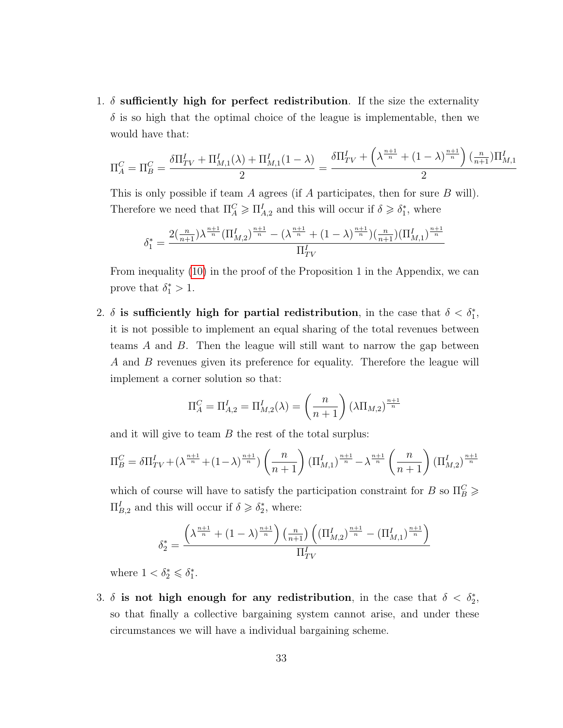1. **$\delta$ sufficiently high for perfect redistribution**. If the size the externality $\delta$ is so high that the optimal choice of the league is implementable, then we would have that:

$$\Pi^C_A = \Pi^C_B = \frac{\delta \Pi^I_{TV} + \Pi^I_{M,1}(\lambda) + \Pi^I_{M,1}(1-\lambda)}{2} = \frac{\delta \Pi^I_{TV} + \left(\lambda^{\frac{n+1}{n}} + (1-\lambda)^{\frac{n+1}{n}}\right)(\frac{n}{n+1})\Pi^I_{M,1}}{2}$$

This is only possible if team $A$ agrees (if $A$ participates, then for sure $B$ will). Therefore we need that $\Pi^C_A \geqslant \Pi^I_{A,2}$ and this will occur if $\delta \geqslant \delta^*_1$, where

$$\delta^*_1 = \frac{2(\frac{n}{n+1})\lambda^{\frac{n+1}{n}}(\Pi^I_{M,2})^{\frac{n+1}{n}} - (\lambda^{\frac{n+1}{n}} + (1-\lambda)^{\frac{n+1}{n}})(\frac{n}{n+1})(\Pi^I_{M,1})^{\frac{n+1}{n}}}{\Pi^I_{TV}}$$

From inequality (10) in the proof of the Proposition 1 in the Appendix, we can prove that $\delta^*_1 > 1$.

2. **$\delta$ is sufficiently high for partial redistribution**, in the case that $\delta < \delta^*_1$, it is not possible to implement an equal sharing of the total revenues between teams $A$ and $B$. Then the league will still want to narrow the gap between $A$ and $B$ revenues given its preference for equality. Therefore the league will implement a corner solution so that:

$$\Pi^C_A = \Pi^I_{A,2} = \Pi^I_{M,2}(\lambda) = \left(\frac{n}{n+1}\right)(\lambda \Pi_{M,2})^{\frac{n+1}{n}}$$

and it will give to team $B$ the rest of the total surplus:

$$\Pi^C_B = \delta \Pi^I_{TV} + (\lambda^{\frac{n+1}{n}} + (1-\lambda)^{\frac{n+1}{n}})\left(\frac{n}{n+1}\right)(\Pi^I_{M,1})^{\frac{n+1}{n}} - \lambda^{\frac{n+1}{n}}\left(\frac{n}{n+1}\right)(\Pi^I_{M,2})^{\frac{n+1}{n}}$$

which of course will have to satisfy the participation constraint for $B$ so $\Pi^C_B \geqslant \Pi^I_{B,2}$ and this will occur if $\delta \geqslant \delta^*_2$, where:

$$\delta^*_2 = \frac{\left(\lambda^{\frac{n+1}{n}} + (1-\lambda)^{\frac{n+1}{n}}\right)(\frac{n}{n+1})\left((\Pi^I_{M,2})^{\frac{n+1}{n}} - (\Pi^I_{M,1})^{\frac{n+1}{n}}\right)}{\Pi^I_{TV}}$$

where $1 < \delta^*_2 \leqslant \delta^*_1$.

3. **$\delta$ is not high enough for any redistribution**, in the case that $\delta < \delta^*_2$, so that finally a collective bargaining system cannot arise, and under these circumstances we will have a individual bargaining scheme.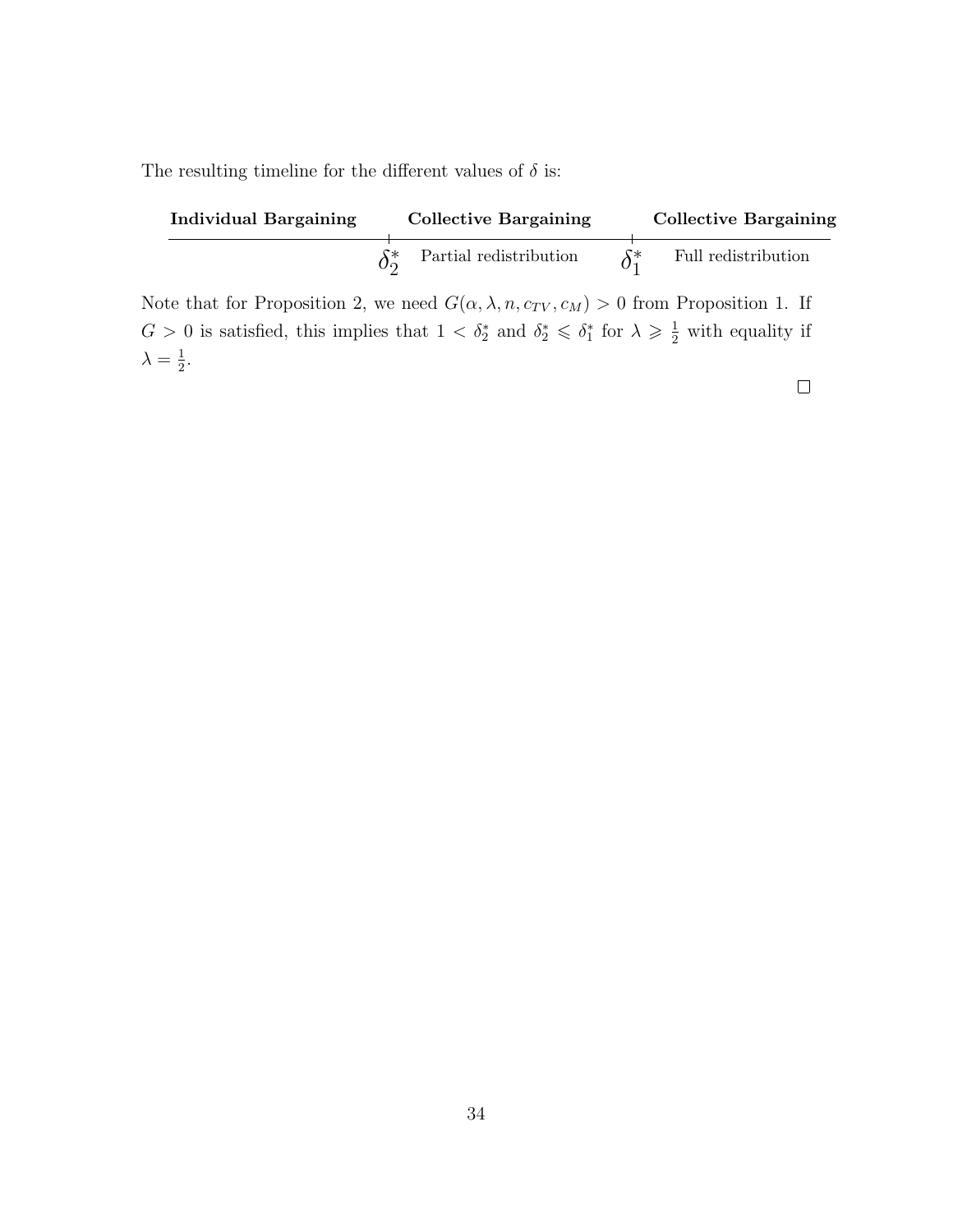The resulting timeline for the different values of $\delta$ is:

| **Individual Bargaining** | **Collective Bargaining** | **Collective Bargaining** |
|---|---|---|
| | $\delta_2^*$ Partial redistribution | $\delta_1^*$ Full redistribution |

Note that for Proposition 2, we need $G(\alpha, \lambda, n, c_{TV}, c_M) > 0$ from Proposition 1. If $G > 0$ is satisfied, this implies that $1 < \delta_2^*$ and $\delta_2^* \leqslant \delta_1^*$ for $\lambda \geqslant \frac{1}{2}$ with equality if $\lambda = \frac{1}{2}$.

□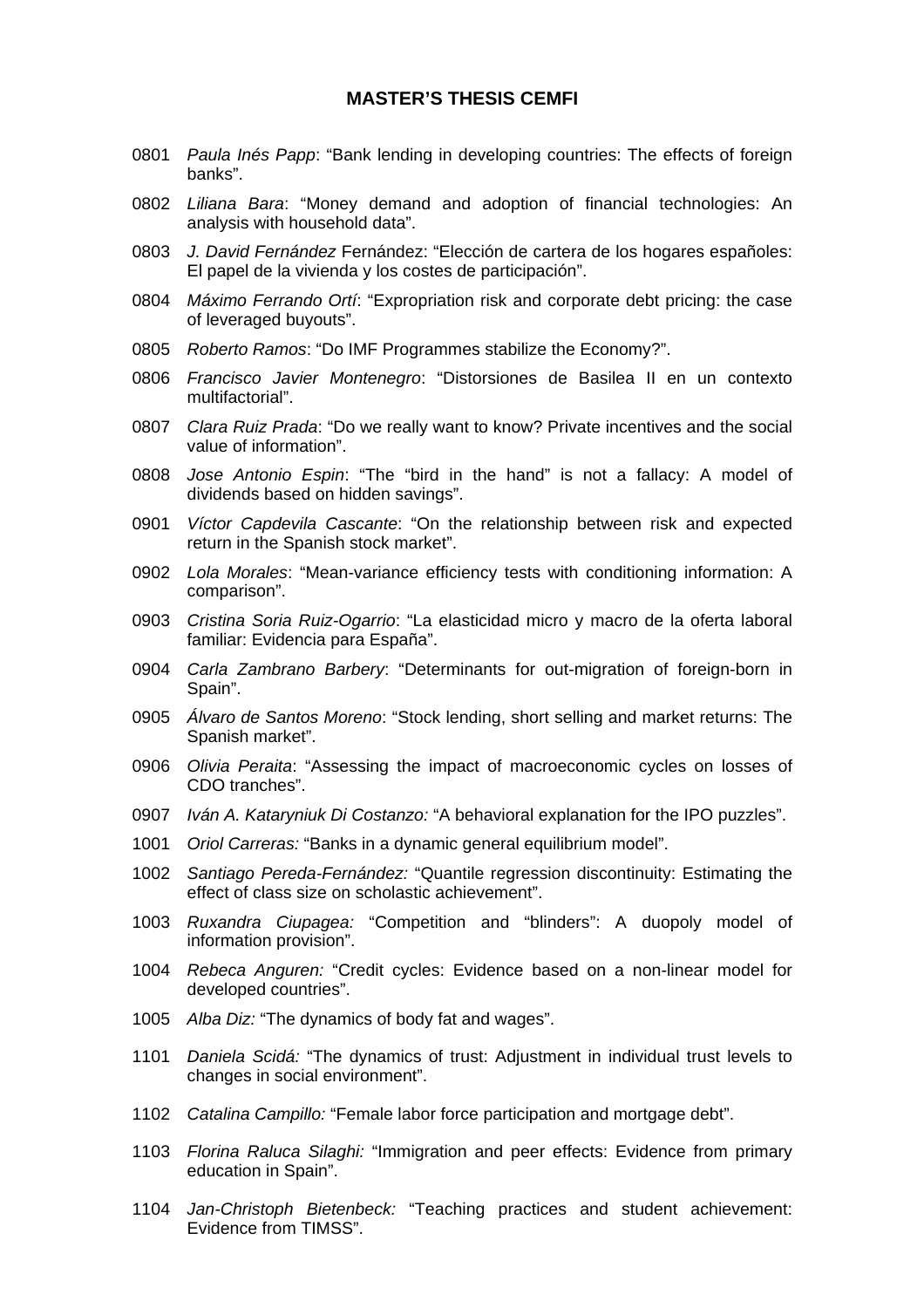**MASTER'S THESIS CEMFI**

0801 *Paula Inés Papp*: "Bank lending in developing countries: The effects of foreign banks".

0802 *Liliana Bara*: "Money demand and adoption of financial technologies: An analysis with household data".

0803 *J. David Fernández* Fernández: "Elección de cartera de los hogares españoles: El papel de la vivienda y los costes de participación".

0804 *Máximo Ferrando Ortí*: "Expropriation risk and corporate debt pricing: the case of leveraged buyouts".

0805 *Roberto Ramos*: "Do IMF Programmes stabilize the Economy?".

0806 *Francisco Javier Montenegro*: "Distorsiones de Basilea II en un contexto multifactorial".

0807 *Clara Ruiz Prada*: "Do we really want to know? Private incentives and the social value of information".

0808 *Jose Antonio Espin*: "The "bird in the hand" is not a fallacy: A model of dividends based on hidden savings".

0901 *Víctor Capdevila Cascante*: "On the relationship between risk and expected return in the Spanish stock market".

0902 *Lola Morales*: "Mean-variance efficiency tests with conditioning information: A comparison".

0903 *Cristina Soria Ruiz-Ogarrio*: "La elasticidad micro y macro de la oferta laboral familiar: Evidencia para España".

0904 *Carla Zambrano Barbery*: "Determinants for out-migration of foreign-born in Spain".

0905 *Álvaro de Santos Moreno*: "Stock lending, short selling and market returns: The Spanish market".

0906 *Olivia Peraita*: "Assessing the impact of macroeconomic cycles on losses of CDO tranches".

0907 *Iván A. Kataryniuk Di Costanzo:* "A behavioral explanation for the IPO puzzles".

1001 *Oriol Carreras:* "Banks in a dynamic general equilibrium model".

1002 *Santiago Pereda-Fernández:* "Quantile regression discontinuity: Estimating the effect of class size on scholastic achievement".

1003 *Ruxandra Ciupagea:* "Competition and "blinders": A duopoly model of information provision".

1004 *Rebeca Anguren:* "Credit cycles: Evidence based on a non-linear model for developed countries".

1005 *Alba Diz:* "The dynamics of body fat and wages".

1101 *Daniela Scidá:* "The dynamics of trust: Adjustment in individual trust levels to changes in social environment".

1102 *Catalina Campillo:* "Female labor force participation and mortgage debt".

1103 *Florina Raluca Silaghi:* "Immigration and peer effects: Evidence from primary education in Spain".

1104 *Jan-Christoph Bietenbeck:* "Teaching practices and student achievement: Evidence from TIMSS".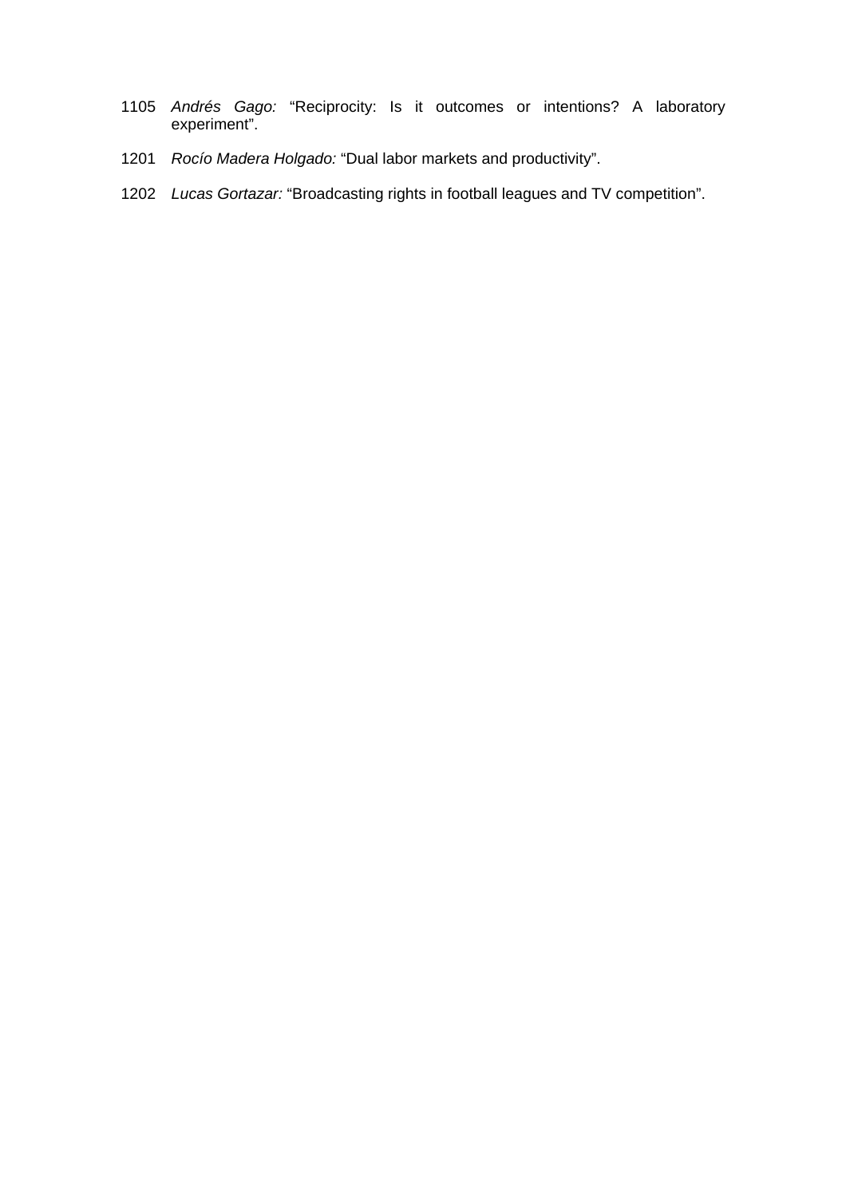1105 *Andrés Gago:* “Reciprocity: Is it outcomes or intentions? A laboratory experiment”.

1201 *Rocío Madera Holgado:* “Dual labor markets and productivity”.

1202 *Lucas Gortazar:* “Broadcasting rights in football leagues and TV competition”.